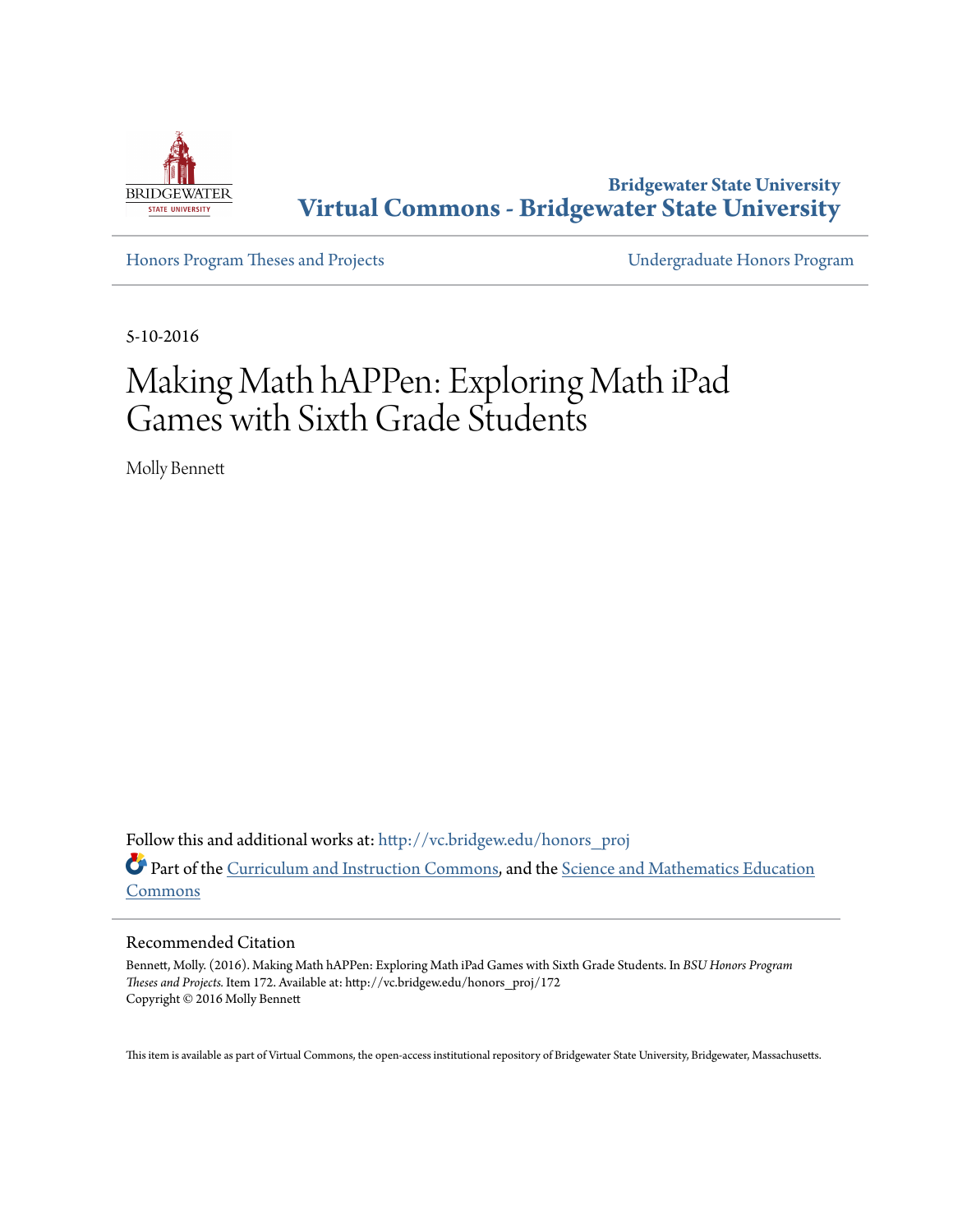Bridgewater State University

# Virtual Commons - Bridgewater State University

Honors Program Theses and Projects | Undergraduate Honors Program

5-10-2016

# Making Math hAPPen: Exploring Math iPad Games with Sixth Grade Students

Molly Bennett

Follow this and additional works at: http://vc.bridgew.edu/honors_proj

Part of the Curriculum and Instruction Commons, and the Science and Mathematics Education Commons

## Recommended Citation

Bennett, Molly. (2016). Making Math hAPPen: Exploring Math iPad Games with Sixth Grade Students. In *BSU Honors Program Theses and Projects.* Item 172. Available at: http://vc.bridgew.edu/honors_proj/172
Copyright © 2016 Molly Bennett

This item is available as part of Virtual Commons, the open-access institutional repository of Bridgewater State University, Bridgewater, Massachusetts.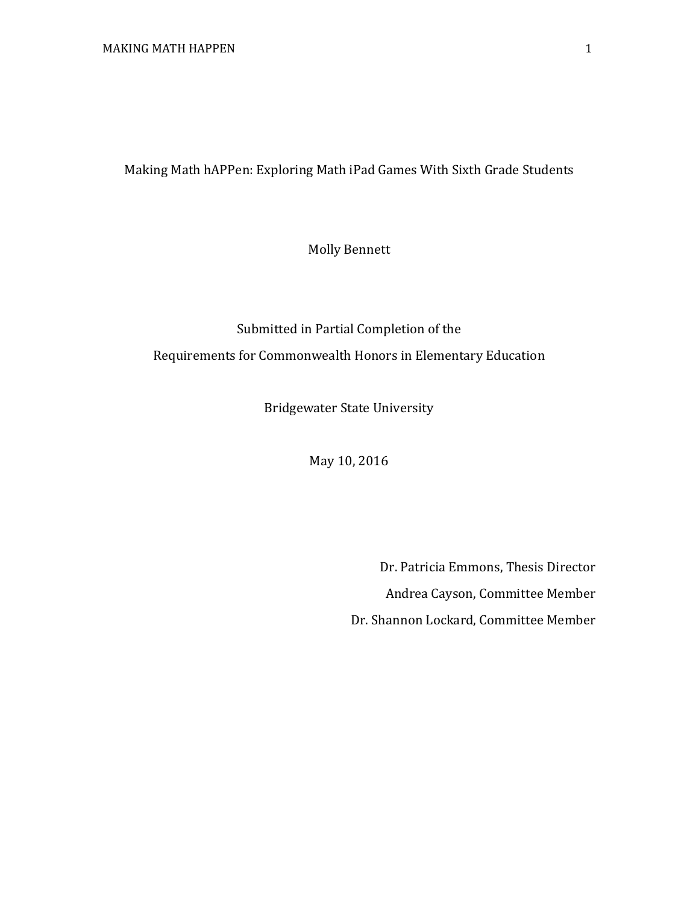# Making Math hAPPen: Exploring Math iPad Games With Sixth Grade Students

Molly Bennett

Submitted in Partial Completion of the

Requirements for Commonwealth Honors in Elementary Education

Bridgewater State University

May 10, 2016

Dr. Patricia Emmons, Thesis Director

Andrea Cayson, Committee Member

Dr. Shannon Lockard, Committee Member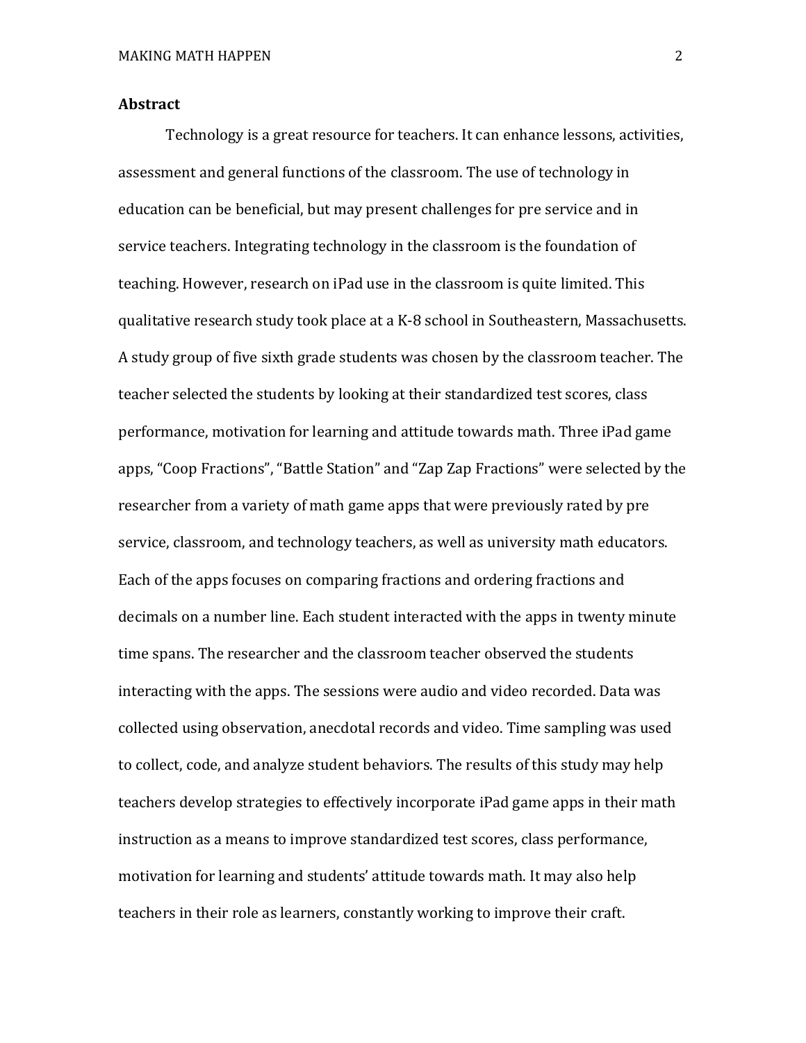## Abstract

Technology is a great resource for teachers. It can enhance lessons, activities, assessment and general functions of the classroom. The use of technology in education can be beneficial, but may present challenges for pre service and in service teachers. Integrating technology in the classroom is the foundation of teaching. However, research on iPad use in the classroom is quite limited. This qualitative research study took place at a K-8 school in Southeastern, Massachusetts. A study group of five sixth grade students was chosen by the classroom teacher. The teacher selected the students by looking at their standardized test scores, class performance, motivation for learning and attitude towards math. Three iPad game apps, "Coop Fractions", "Battle Station" and "Zap Zap Fractions" were selected by the researcher from a variety of math game apps that were previously rated by pre service, classroom, and technology teachers, as well as university math educators. Each of the apps focuses on comparing fractions and ordering fractions and decimals on a number line. Each student interacted with the apps in twenty minute time spans. The researcher and the classroom teacher observed the students interacting with the apps. The sessions were audio and video recorded. Data was collected using observation, anecdotal records and video. Time sampling was used to collect, code, and analyze student behaviors. The results of this study may help teachers develop strategies to effectively incorporate iPad game apps in their math instruction as a means to improve standardized test scores, class performance, motivation for learning and students' attitude towards math. It may also help teachers in their role as learners, constantly working to improve their craft.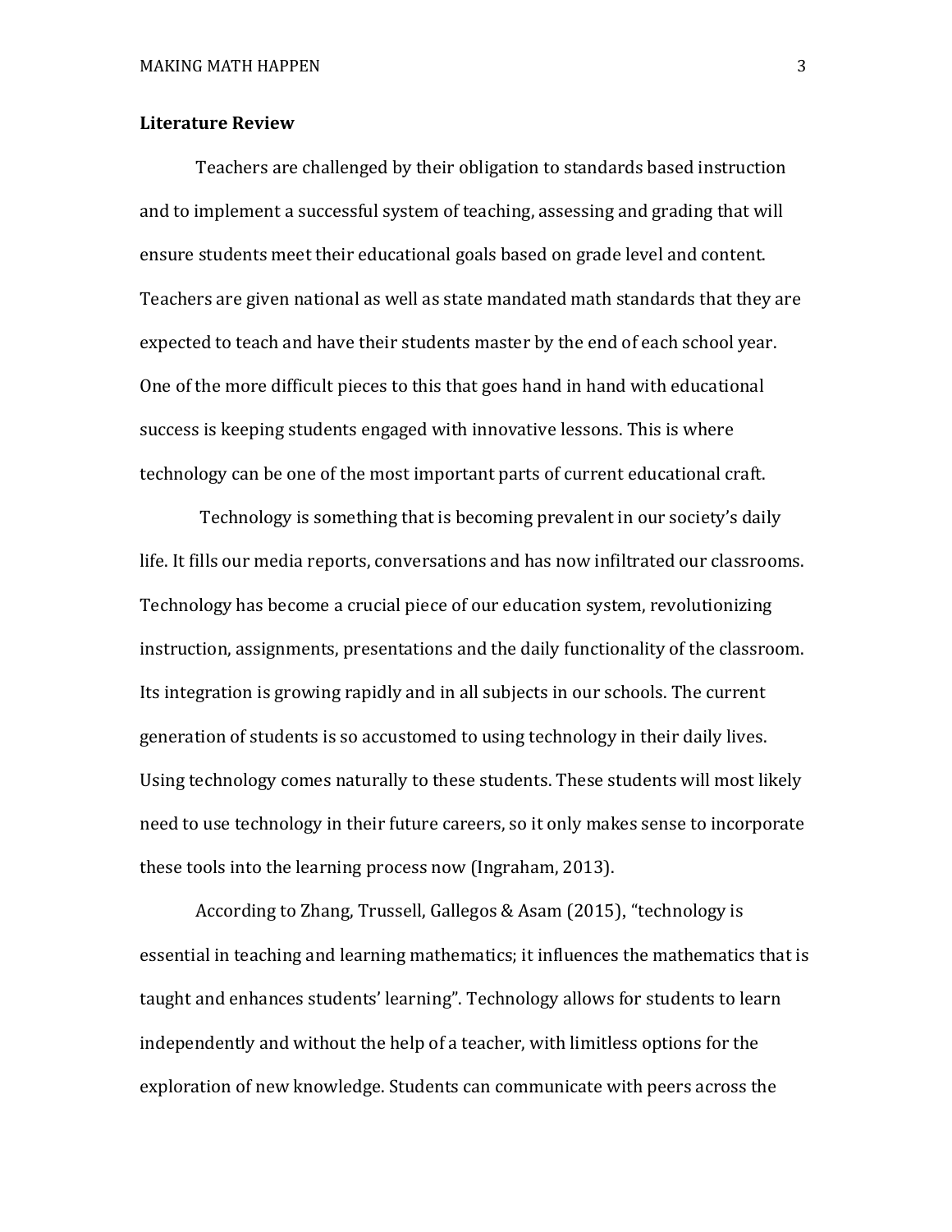## Literature Review

Teachers are challenged by their obligation to standards based instruction and to implement a successful system of teaching, assessing and grading that will ensure students meet their educational goals based on grade level and content. Teachers are given national as well as state mandated math standards that they are expected to teach and have their students master by the end of each school year. One of the more difficult pieces to this that goes hand in hand with educational success is keeping students engaged with innovative lessons. This is where technology can be one of the most important parts of current educational craft.

Technology is something that is becoming prevalent in our society's daily life. It fills our media reports, conversations and has now infiltrated our classrooms. Technology has become a crucial piece of our education system, revolutionizing instruction, assignments, presentations and the daily functionality of the classroom. Its integration is growing rapidly and in all subjects in our schools. The current generation of students is so accustomed to using technology in their daily lives. Using technology comes naturally to these students. These students will most likely need to use technology in their future careers, so it only makes sense to incorporate these tools into the learning process now (Ingraham, 2013).

According to Zhang, Trussell, Gallegos & Asam (2015), "technology is essential in teaching and learning mathematics; it influences the mathematics that is taught and enhances students' learning". Technology allows for students to learn independently and without the help of a teacher, with limitless options for the exploration of new knowledge. Students can communicate with peers across the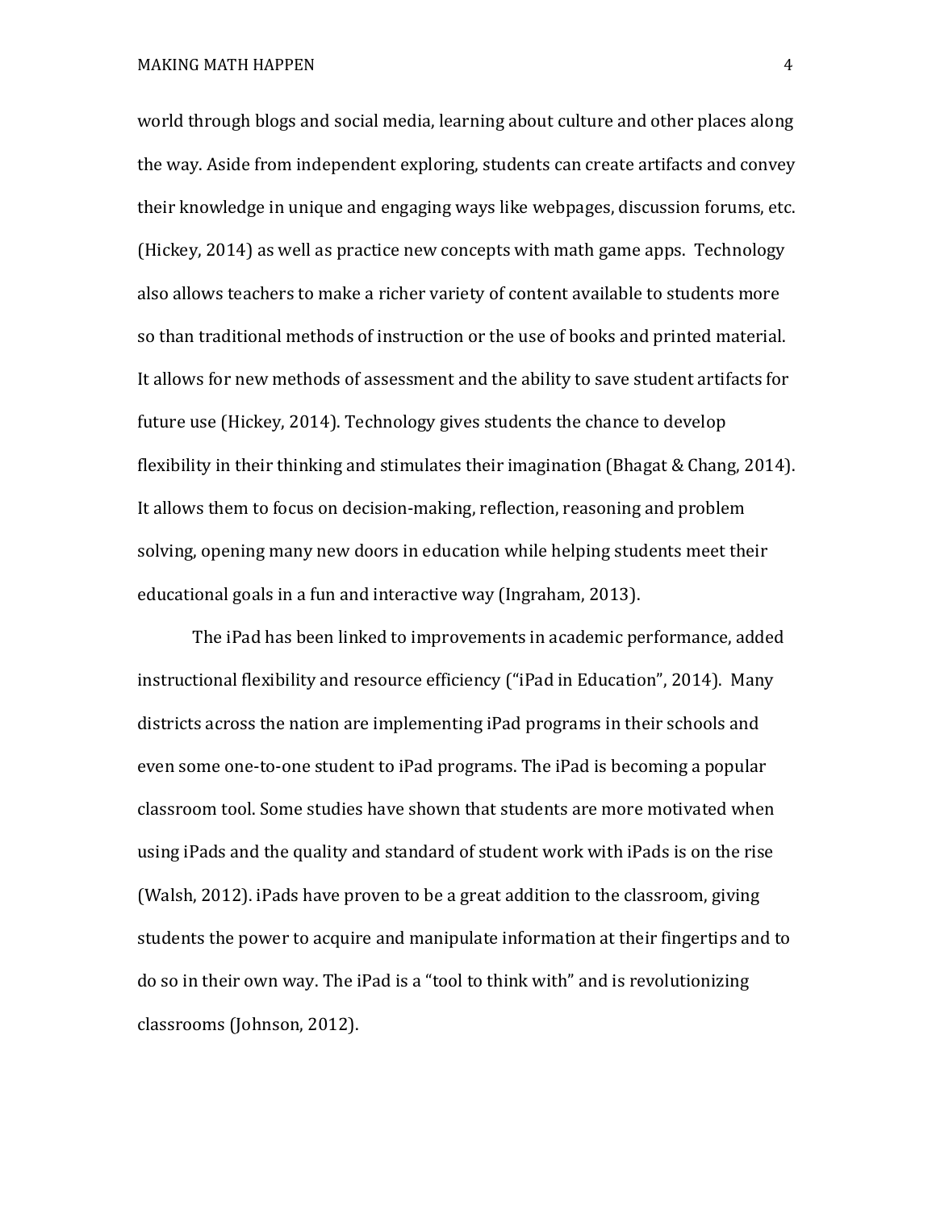world through blogs and social media, learning about culture and other places along the way. Aside from independent exploring, students can create artifacts and convey their knowledge in unique and engaging ways like webpages, discussion forums, etc. (Hickey, 2014) as well as practice new concepts with math game apps. Technology also allows teachers to make a richer variety of content available to students more so than traditional methods of instruction or the use of books and printed material. It allows for new methods of assessment and the ability to save student artifacts for future use (Hickey, 2014). Technology gives students the chance to develop flexibility in their thinking and stimulates their imagination (Bhagat & Chang, 2014). It allows them to focus on decision-making, reflection, reasoning and problem solving, opening many new doors in education while helping students meet their educational goals in a fun and interactive way (Ingraham, 2013).

The iPad has been linked to improvements in academic performance, added instructional flexibility and resource efficiency ("iPad in Education", 2014). Many districts across the nation are implementing iPad programs in their schools and even some one-to-one student to iPad programs. The iPad is becoming a popular classroom tool. Some studies have shown that students are more motivated when using iPads and the quality and standard of student work with iPads is on the rise (Walsh, 2012). iPads have proven to be a great addition to the classroom, giving students the power to acquire and manipulate information at their fingertips and to do so in their own way. The iPad is a "tool to think with" and is revolutionizing classrooms (Johnson, 2012).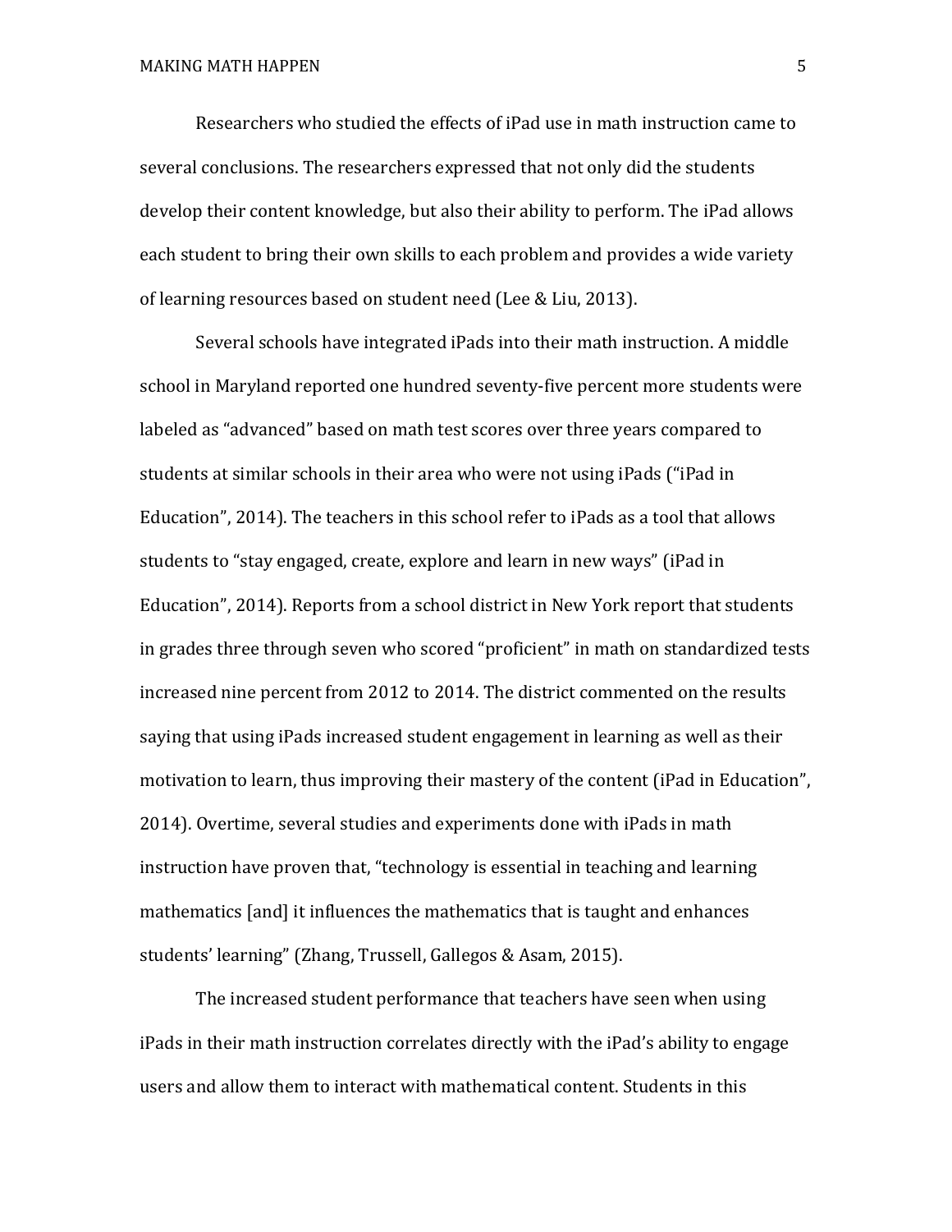Researchers who studied the effects of iPad use in math instruction came to several conclusions. The researchers expressed that not only did the students develop their content knowledge, but also their ability to perform. The iPad allows each student to bring their own skills to each problem and provides a wide variety of learning resources based on student need (Lee & Liu, 2013).

Several schools have integrated iPads into their math instruction. A middle school in Maryland reported one hundred seventy-five percent more students were labeled as "advanced" based on math test scores over three years compared to students at similar schools in their area who were not using iPads ("iPad in Education", 2014). The teachers in this school refer to iPads as a tool that allows students to "stay engaged, create, explore and learn in new ways" (iPad in Education", 2014). Reports from a school district in New York report that students in grades three through seven who scored "proficient" in math on standardized tests increased nine percent from 2012 to 2014. The district commented on the results saying that using iPads increased student engagement in learning as well as their motivation to learn, thus improving their mastery of the content (iPad in Education", 2014). Overtime, several studies and experiments done with iPads in math instruction have proven that, "technology is essential in teaching and learning mathematics [and] it influences the mathematics that is taught and enhances students' learning" (Zhang, Trussell, Gallegos & Asam, 2015).

The increased student performance that teachers have seen when using iPads in their math instruction correlates directly with the iPad's ability to engage users and allow them to interact with mathematical content. Students in this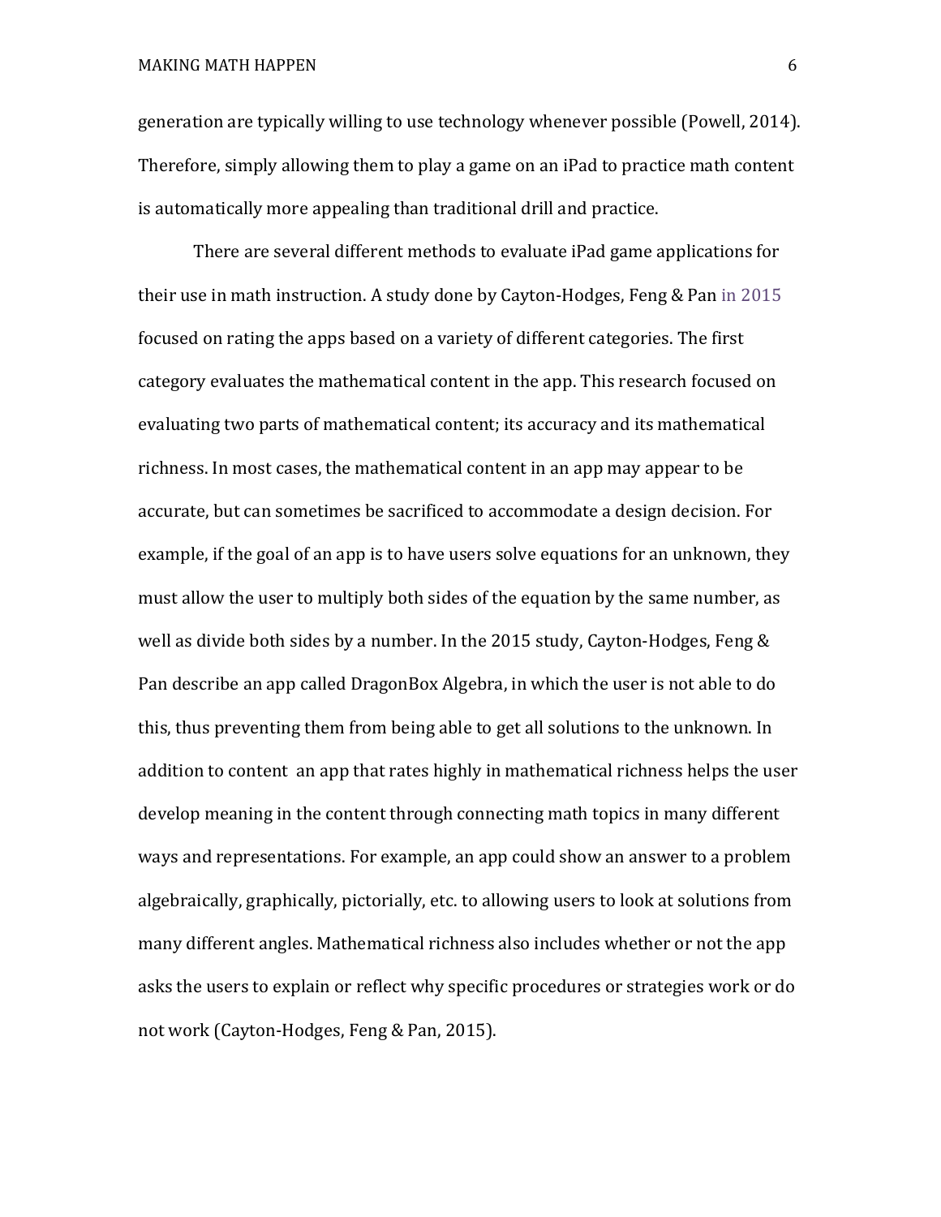generation are typically willing to use technology whenever possible (Powell, 2014). Therefore, simply allowing them to play a game on an iPad to practice math content is automatically more appealing than traditional drill and practice.

There are several different methods to evaluate iPad game applications for their use in math instruction. A study done by Cayton-Hodges, Feng & Pan in 2015 focused on rating the apps based on a variety of different categories. The first category evaluates the mathematical content in the app. This research focused on evaluating two parts of mathematical content; its accuracy and its mathematical richness. In most cases, the mathematical content in an app may appear to be accurate, but can sometimes be sacrificed to accommodate a design decision. For example, if the goal of an app is to have users solve equations for an unknown, they must allow the user to multiply both sides of the equation by the same number, as well as divide both sides by a number. In the 2015 study, Cayton-Hodges, Feng & Pan describe an app called DragonBox Algebra, in which the user is not able to do this, thus preventing them from being able to get all solutions to the unknown. In addition to content an app that rates highly in mathematical richness helps the user develop meaning in the content through connecting math topics in many different ways and representations. For example, an app could show an answer to a problem algebraically, graphically, pictorially, etc. to allowing users to look at solutions from many different angles. Mathematical richness also includes whether or not the app asks the users to explain or reflect why specific procedures or strategies work or do not work (Cayton-Hodges, Feng & Pan, 2015).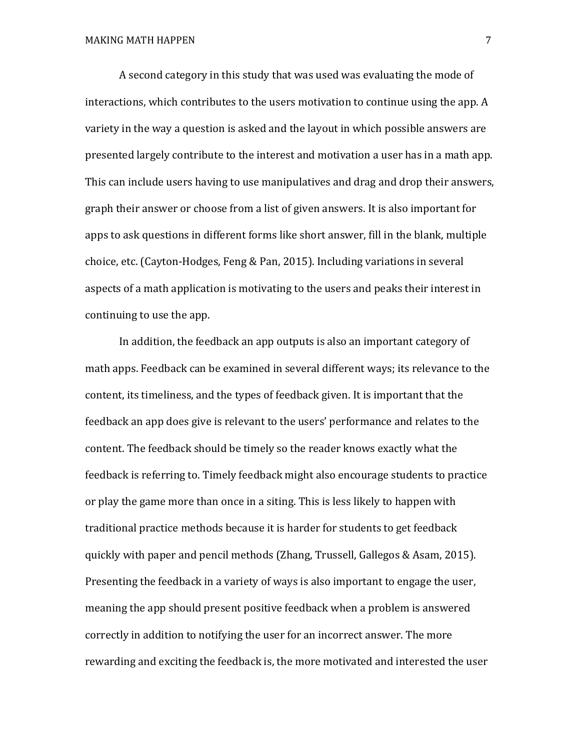A second category in this study that was used was evaluating the mode of interactions, which contributes to the users motivation to continue using the app. A variety in the way a question is asked and the layout in which possible answers are presented largely contribute to the interest and motivation a user has in a math app. This can include users having to use manipulatives and drag and drop their answers, graph their answer or choose from a list of given answers. It is also important for apps to ask questions in different forms like short answer, fill in the blank, multiple choice, etc. (Cayton-Hodges, Feng & Pan, 2015). Including variations in several aspects of a math application is motivating to the users and peaks their interest in continuing to use the app.

In addition, the feedback an app outputs is also an important category of math apps. Feedback can be examined in several different ways; its relevance to the content, its timeliness, and the types of feedback given. It is important that the feedback an app does give is relevant to the users' performance and relates to the content. The feedback should be timely so the reader knows exactly what the feedback is referring to. Timely feedback might also encourage students to practice or play the game more than once in a siting. This is less likely to happen with traditional practice methods because it is harder for students to get feedback quickly with paper and pencil methods (Zhang, Trussell, Gallegos & Asam, 2015). Presenting the feedback in a variety of ways is also important to engage the user, meaning the app should present positive feedback when a problem is answered correctly in addition to notifying the user for an incorrect answer. The more rewarding and exciting the feedback is, the more motivated and interested the user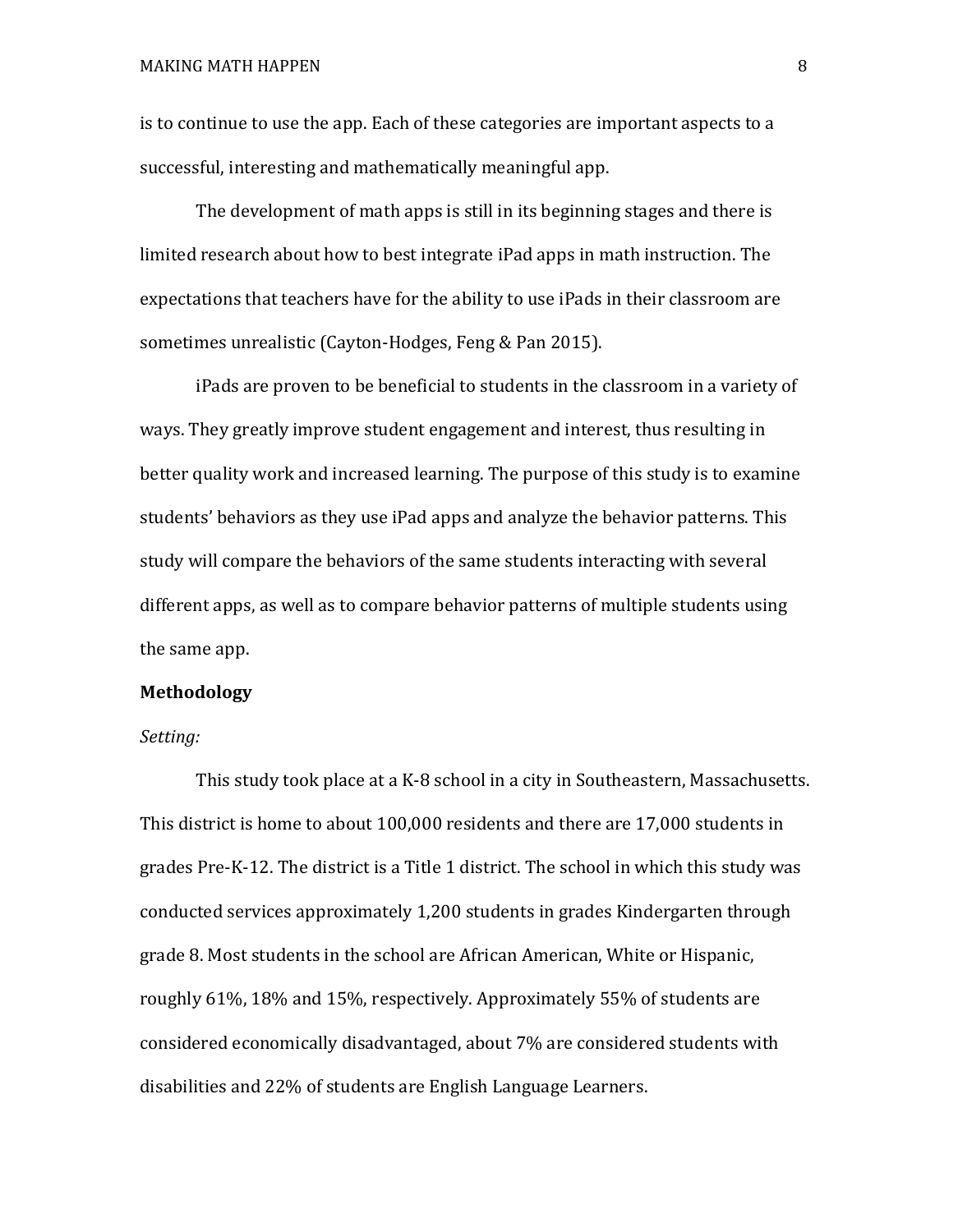is to continue to use the app. Each of these categories are important aspects to a successful, interesting and mathematically meaningful app.

The development of math apps is still in its beginning stages and there is limited research about how to best integrate iPad apps in math instruction. The expectations that teachers have for the ability to use iPads in their classroom are sometimes unrealistic (Cayton-Hodges, Feng & Pan 2015).

iPads are proven to be beneficial to students in the classroom in a variety of ways. They greatly improve student engagement and interest, thus resulting in better quality work and increased learning. The purpose of this study is to examine students' behaviors as they use iPad apps and analyze the behavior patterns. This study will compare the behaviors of the same students interacting with several different apps, as well as to compare behavior patterns of multiple students using the same app.

**Methodology**

*Setting:*

This study took place at a K-8 school in a city in Southeastern, Massachusetts. This district is home to about 100,000 residents and there are 17,000 students in grades Pre-K-12. The district is a Title 1 district. The school in which this study was conducted services approximately 1,200 students in grades Kindergarten through grade 8. Most students in the school are African American, White or Hispanic, roughly 61%, 18% and 15%, respectively. Approximately 55% of students are considered economically disadvantaged, about 7% are considered students with disabilities and 22% of students are English Language Learners.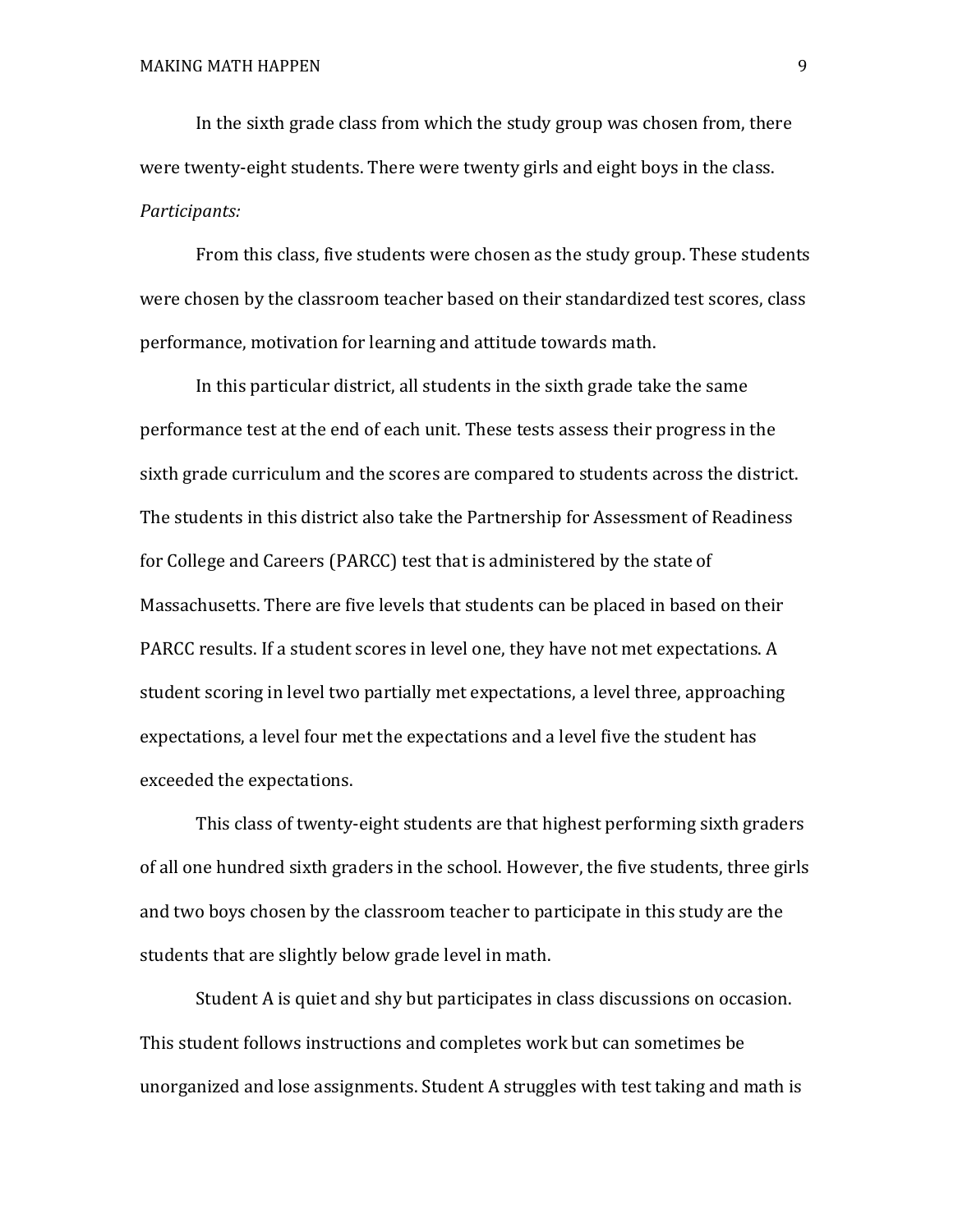In the sixth grade class from which the study group was chosen from, there were twenty-eight students. There were twenty girls and eight boys in the class.

*Participants:*

From this class, five students were chosen as the study group. These students were chosen by the classroom teacher based on their standardized test scores, class performance, motivation for learning and attitude towards math.

In this particular district, all students in the sixth grade take the same performance test at the end of each unit. These tests assess their progress in the sixth grade curriculum and the scores are compared to students across the district. The students in this district also take the Partnership for Assessment of Readiness for College and Careers (PARCC) test that is administered by the state of Massachusetts. There are five levels that students can be placed in based on their PARCC results. If a student scores in level one, they have not met expectations. A student scoring in level two partially met expectations, a level three, approaching expectations, a level four met the expectations and a level five the student has exceeded the expectations.

This class of twenty-eight students are that highest performing sixth graders of all one hundred sixth graders in the school. However, the five students, three girls and two boys chosen by the classroom teacher to participate in this study are the students that are slightly below grade level in math.

Student A is quiet and shy but participates in class discussions on occasion. This student follows instructions and completes work but can sometimes be unorganized and lose assignments. Student A struggles with test taking and math is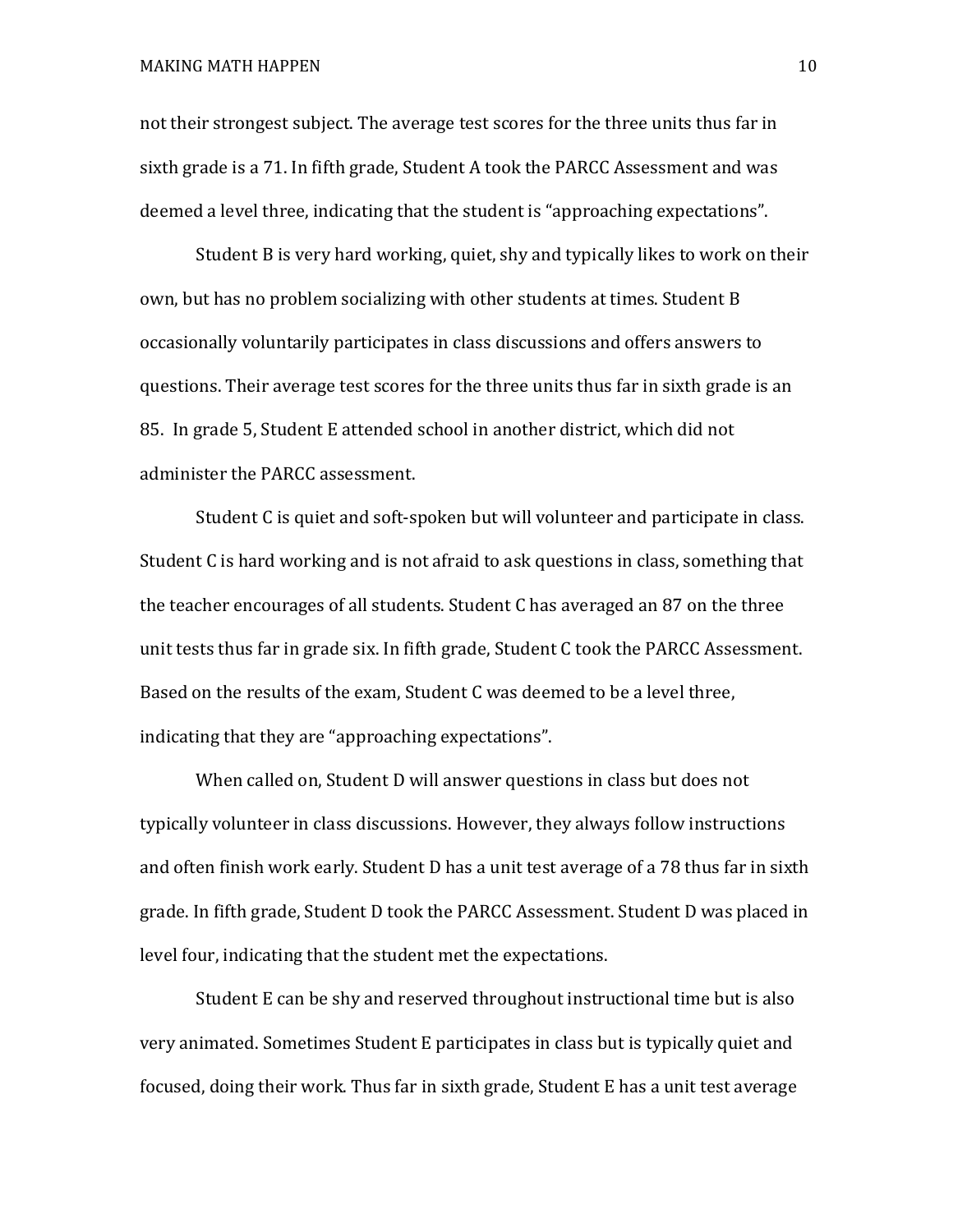not their strongest subject. The average test scores for the three units thus far in sixth grade is a 71. In fifth grade, Student A took the PARCC Assessment and was deemed a level three, indicating that the student is "approaching expectations".

Student B is very hard working, quiet, shy and typically likes to work on their own, but has no problem socializing with other students at times. Student B occasionally voluntarily participates in class discussions and offers answers to questions. Their average test scores for the three units thus far in sixth grade is an 85. In grade 5, Student E attended school in another district, which did not administer the PARCC assessment.

Student C is quiet and soft-spoken but will volunteer and participate in class. Student C is hard working and is not afraid to ask questions in class, something that the teacher encourages of all students. Student C has averaged an 87 on the three unit tests thus far in grade six. In fifth grade, Student C took the PARCC Assessment. Based on the results of the exam, Student C was deemed to be a level three, indicating that they are "approaching expectations".

When called on, Student D will answer questions in class but does not typically volunteer in class discussions. However, they always follow instructions and often finish work early. Student D has a unit test average of a 78 thus far in sixth grade. In fifth grade, Student D took the PARCC Assessment. Student D was placed in level four, indicating that the student met the expectations.

Student E can be shy and reserved throughout instructional time but is also very animated. Sometimes Student E participates in class but is typically quiet and focused, doing their work. Thus far in sixth grade, Student E has a unit test average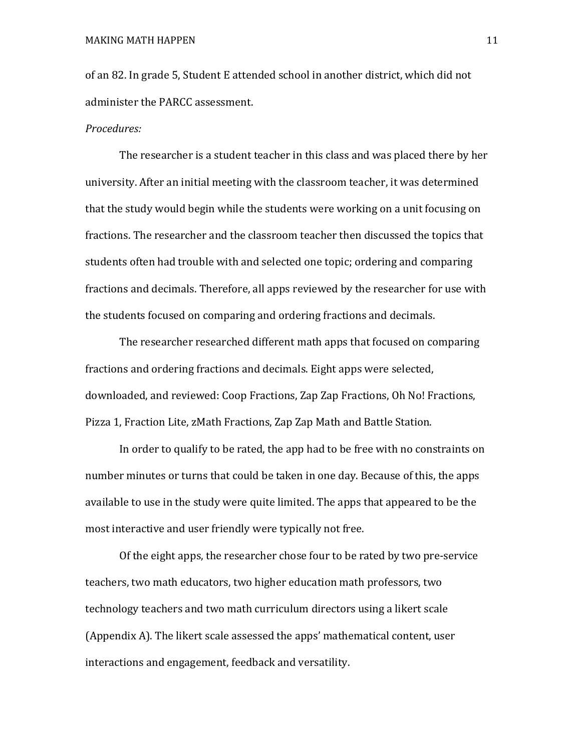of an 82. In grade 5, Student E attended school in another district, which did not administer the PARCC assessment.

*Procedures:*

The researcher is a student teacher in this class and was placed there by her university. After an initial meeting with the classroom teacher, it was determined that the study would begin while the students were working on a unit focusing on fractions. The researcher and the classroom teacher then discussed the topics that students often had trouble with and selected one topic; ordering and comparing fractions and decimals. Therefore, all apps reviewed by the researcher for use with the students focused on comparing and ordering fractions and decimals.

The researcher researched different math apps that focused on comparing fractions and ordering fractions and decimals. Eight apps were selected, downloaded, and reviewed: Coop Fractions, Zap Zap Fractions, Oh No! Fractions, Pizza 1, Fraction Lite, zMath Fractions, Zap Zap Math and Battle Station.

In order to qualify to be rated, the app had to be free with no constraints on number minutes or turns that could be taken in one day. Because of this, the apps available to use in the study were quite limited. The apps that appeared to be the most interactive and user friendly were typically not free.

Of the eight apps, the researcher chose four to be rated by two pre-service teachers, two math educators, two higher education math professors, two technology teachers and two math curriculum directors using a likert scale (Appendix A). The likert scale assessed the apps' mathematical content, user interactions and engagement, feedback and versatility.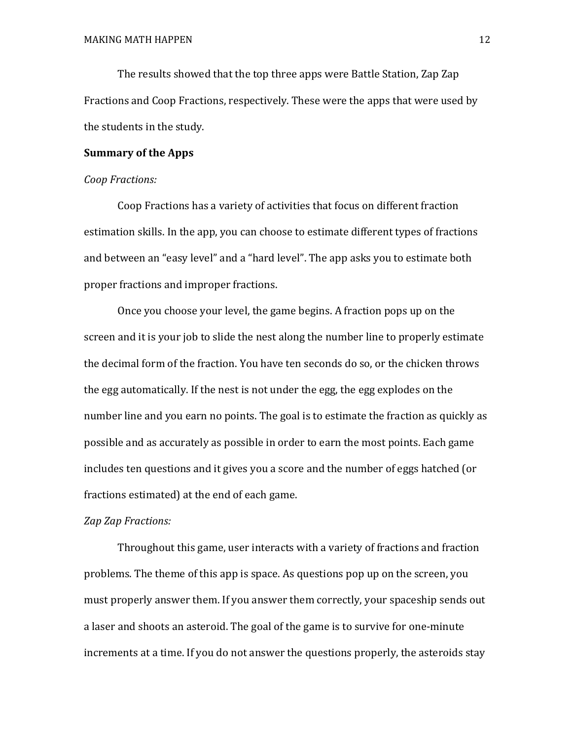The results showed that the top three apps were Battle Station, Zap Zap Fractions and Coop Fractions, respectively. These were the apps that were used by the students in the study.

**Summary of the Apps**

*Coop Fractions:*

Coop Fractions has a variety of activities that focus on different fraction estimation skills. In the app, you can choose to estimate different types of fractions and between an "easy level" and a "hard level". The app asks you to estimate both proper fractions and improper fractions.

Once you choose your level, the game begins. A fraction pops up on the screen and it is your job to slide the nest along the number line to properly estimate the decimal form of the fraction. You have ten seconds do so, or the chicken throws the egg automatically. If the nest is not under the egg, the egg explodes on the number line and you earn no points. The goal is to estimate the fraction as quickly as possible and as accurately as possible in order to earn the most points. Each game includes ten questions and it gives you a score and the number of eggs hatched (or fractions estimated) at the end of each game.

*Zap Zap Fractions:*

Throughout this game, user interacts with a variety of fractions and fraction problems. The theme of this app is space. As questions pop up on the screen, you must properly answer them. If you answer them correctly, your spaceship sends out a laser and shoots an asteroid. The goal of the game is to survive for one-minute increments at a time. If you do not answer the questions properly, the asteroids stay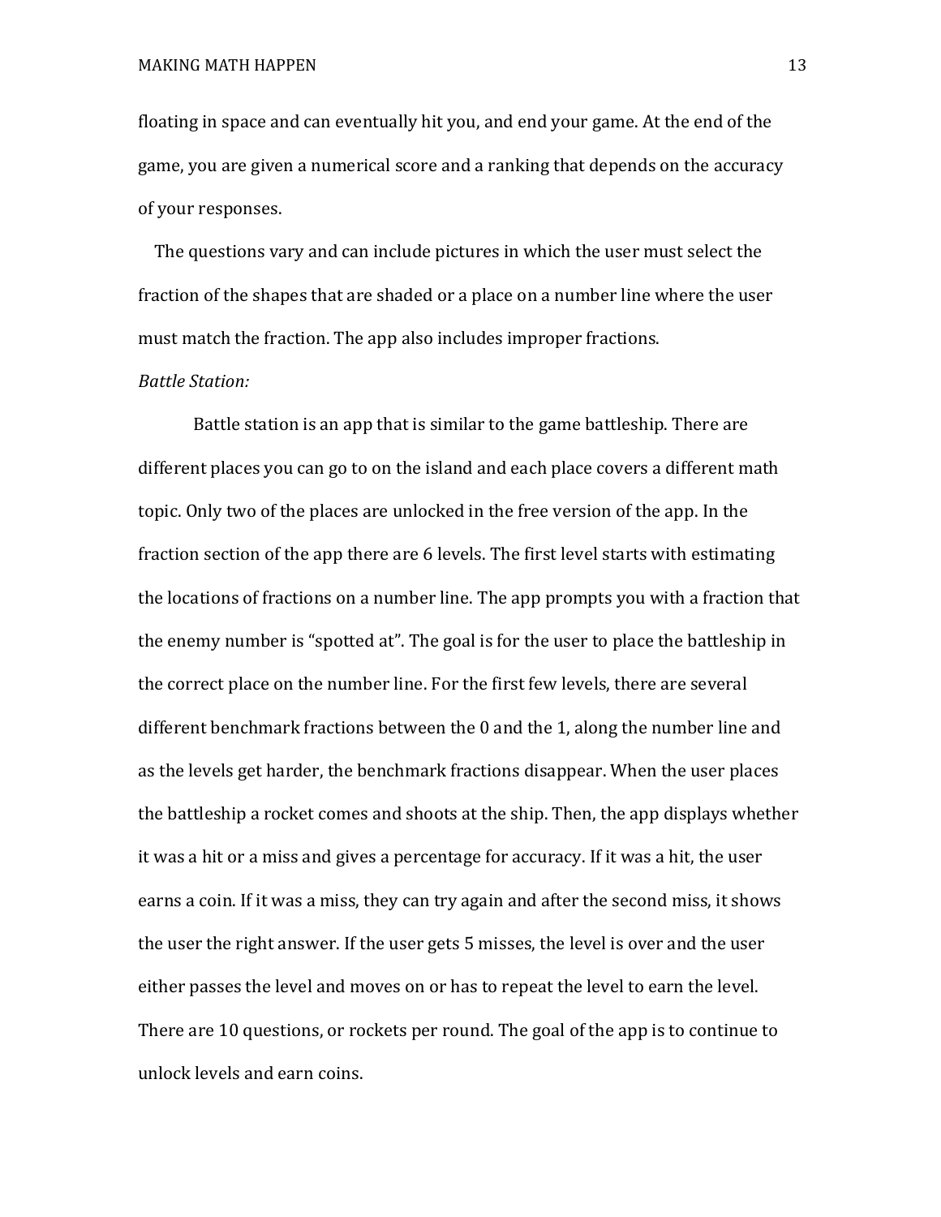floating in space and can eventually hit you, and end your game. At the end of the game, you are given a numerical score and a ranking that depends on the accuracy of your responses.

The questions vary and can include pictures in which the user must select the fraction of the shapes that are shaded or a place on a number line where the user must match the fraction. The app also includes improper fractions.

*Battle Station:*

Battle station is an app that is similar to the game battleship. There are different places you can go to on the island and each place covers a different math topic. Only two of the places are unlocked in the free version of the app. In the fraction section of the app there are 6 levels. The first level starts with estimating the locations of fractions on a number line. The app prompts you with a fraction that the enemy number is "spotted at". The goal is for the user to place the battleship in the correct place on the number line. For the first few levels, there are several different benchmark fractions between the 0 and the 1, along the number line and as the levels get harder, the benchmark fractions disappear. When the user places the battleship a rocket comes and shoots at the ship. Then, the app displays whether it was a hit or a miss and gives a percentage for accuracy. If it was a hit, the user earns a coin. If it was a miss, they can try again and after the second miss, it shows the user the right answer. If the user gets 5 misses, the level is over and the user either passes the level and moves on or has to repeat the level to earn the level. There are 10 questions, or rockets per round. The goal of the app is to continue to unlock levels and earn coins.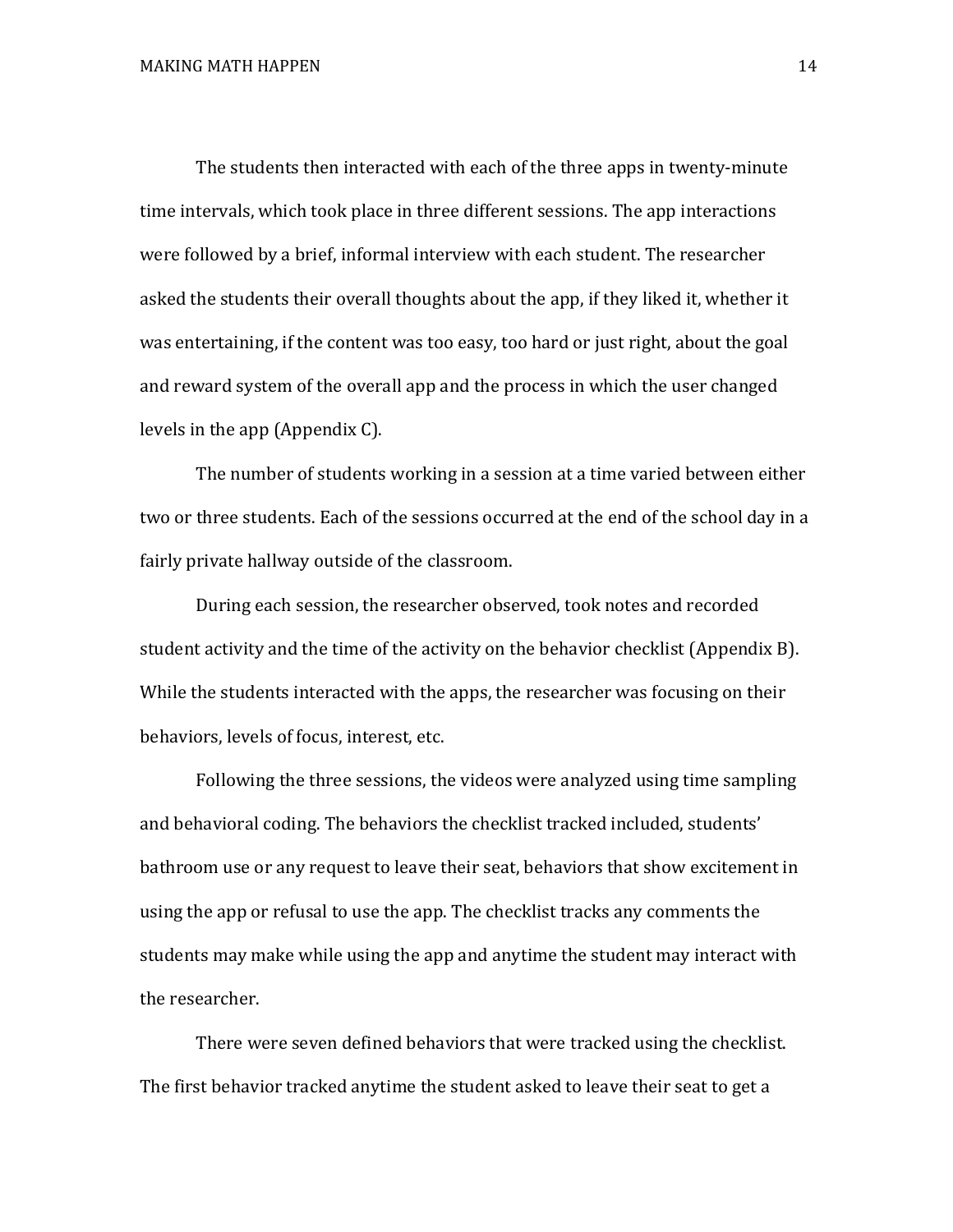The students then interacted with each of the three apps in twenty-minute time intervals, which took place in three different sessions. The app interactions were followed by a brief, informal interview with each student. The researcher asked the students their overall thoughts about the app, if they liked it, whether it was entertaining, if the content was too easy, too hard or just right, about the goal and reward system of the overall app and the process in which the user changed levels in the app (Appendix C).

The number of students working in a session at a time varied between either two or three students. Each of the sessions occurred at the end of the school day in a fairly private hallway outside of the classroom.

During each session, the researcher observed, took notes and recorded student activity and the time of the activity on the behavior checklist (Appendix B). While the students interacted with the apps, the researcher was focusing on their behaviors, levels of focus, interest, etc.

Following the three sessions, the videos were analyzed using time sampling and behavioral coding. The behaviors the checklist tracked included, students' bathroom use or any request to leave their seat, behaviors that show excitement in using the app or refusal to use the app. The checklist tracks any comments the students may make while using the app and anytime the student may interact with the researcher.

There were seven defined behaviors that were tracked using the checklist. The first behavior tracked anytime the student asked to leave their seat to get a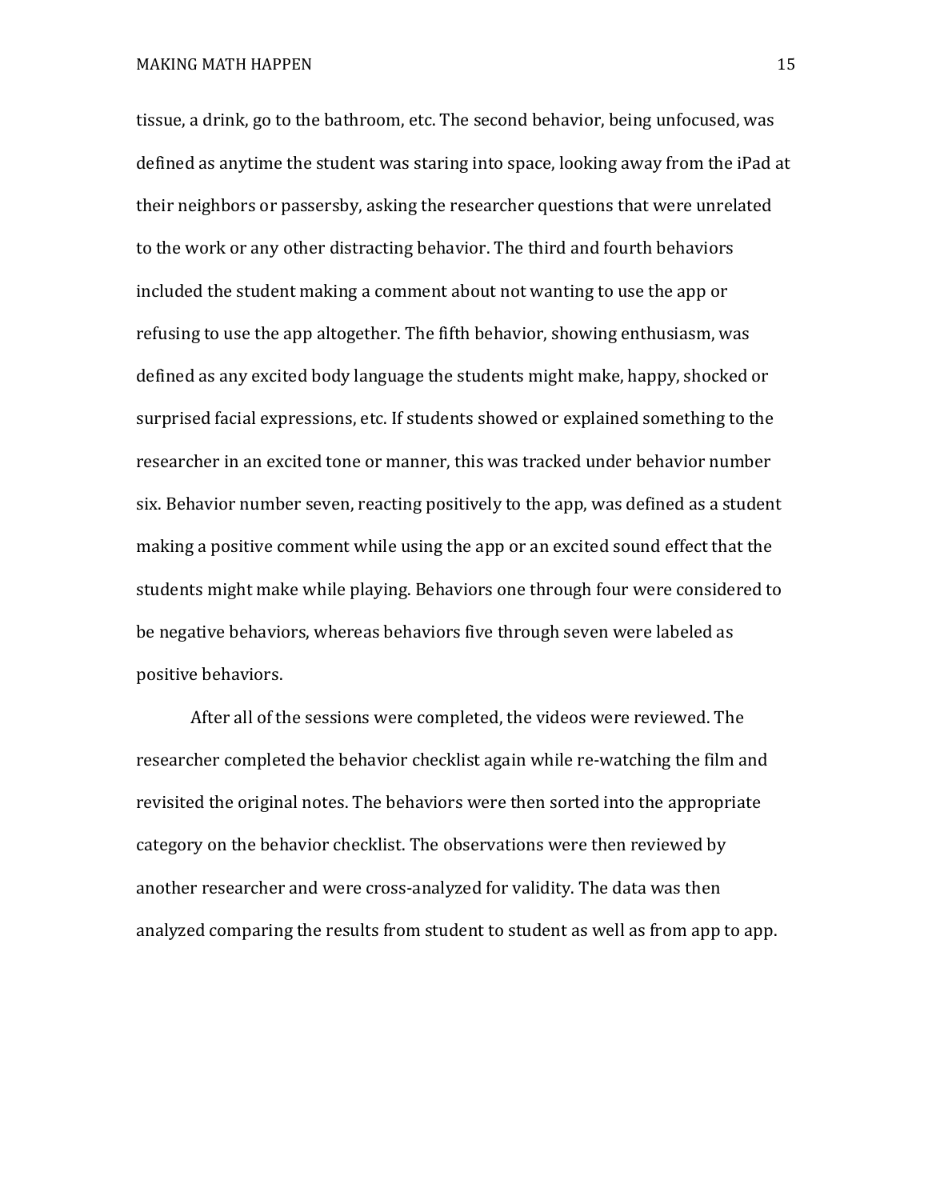tissue, a drink, go to the bathroom, etc. The second behavior, being unfocused, was defined as anytime the student was staring into space, looking away from the iPad at their neighbors or passersby, asking the researcher questions that were unrelated to the work or any other distracting behavior. The third and fourth behaviors included the student making a comment about not wanting to use the app or refusing to use the app altogether. The fifth behavior, showing enthusiasm, was defined as any excited body language the students might make, happy, shocked or surprised facial expressions, etc. If students showed or explained something to the researcher in an excited tone or manner, this was tracked under behavior number six. Behavior number seven, reacting positively to the app, was defined as a student making a positive comment while using the app or an excited sound effect that the students might make while playing. Behaviors one through four were considered to be negative behaviors, whereas behaviors five through seven were labeled as positive behaviors.

After all of the sessions were completed, the videos were reviewed. The researcher completed the behavior checklist again while re-watching the film and revisited the original notes. The behaviors were then sorted into the appropriate category on the behavior checklist. The observations were then reviewed by another researcher and were cross-analyzed for validity. The data was then analyzed comparing the results from student to student as well as from app to app.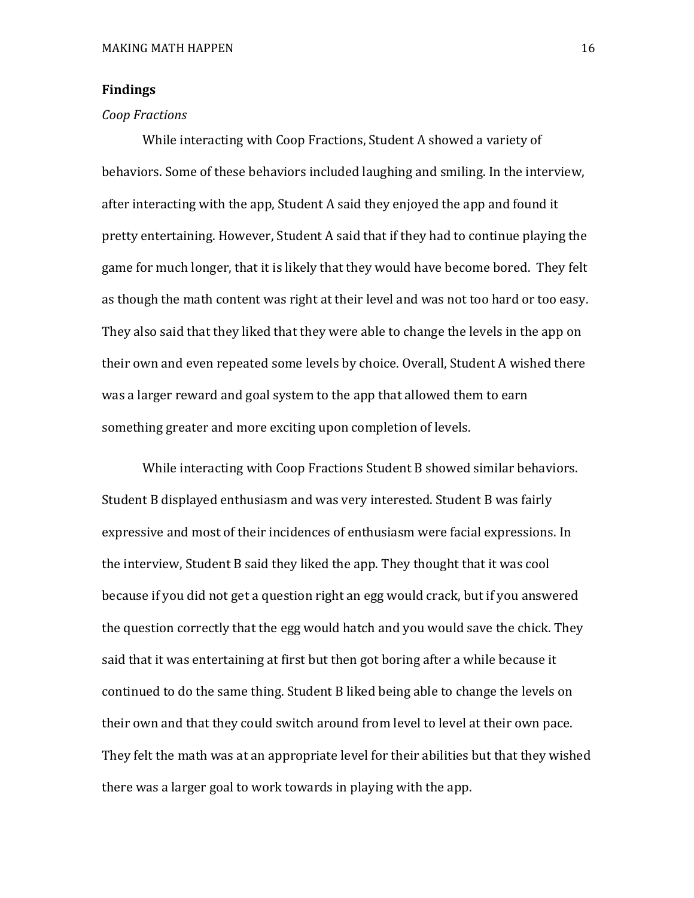## Findings

### *Coop Fractions*

While interacting with Coop Fractions, Student A showed a variety of behaviors. Some of these behaviors included laughing and smiling. In the interview, after interacting with the app, Student A said they enjoyed the app and found it pretty entertaining. However, Student A said that if they had to continue playing the game for much longer, that it is likely that they would have become bored. They felt as though the math content was right at their level and was not too hard or too easy. They also said that they liked that they were able to change the levels in the app on their own and even repeated some levels by choice. Overall, Student A wished there was a larger reward and goal system to the app that allowed them to earn something greater and more exciting upon completion of levels.

While interacting with Coop Fractions Student B showed similar behaviors. Student B displayed enthusiasm and was very interested. Student B was fairly expressive and most of their incidences of enthusiasm were facial expressions. In the interview, Student B said they liked the app. They thought that it was cool because if you did not get a question right an egg would crack, but if you answered the question correctly that the egg would hatch and you would save the chick. They said that it was entertaining at first but then got boring after a while because it continued to do the same thing. Student B liked being able to change the levels on their own and that they could switch around from level to level at their own pace. They felt the math was at an appropriate level for their abilities but that they wished there was a larger goal to work towards in playing with the app.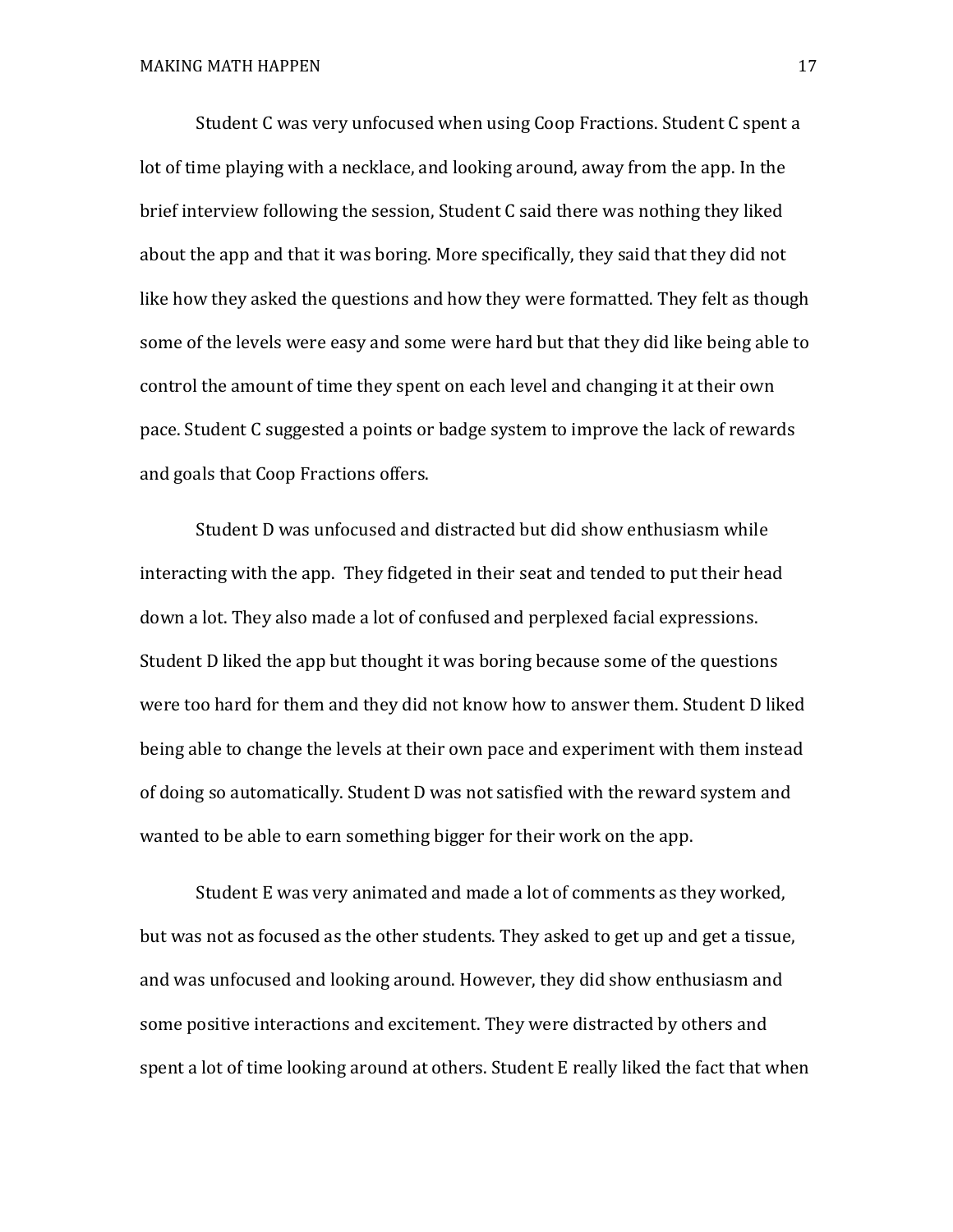Student C was very unfocused when using Coop Fractions. Student C spent a lot of time playing with a necklace, and looking around, away from the app. In the brief interview following the session, Student C said there was nothing they liked about the app and that it was boring. More specifically, they said that they did not like how they asked the questions and how they were formatted. They felt as though some of the levels were easy and some were hard but that they did like being able to control the amount of time they spent on each level and changing it at their own pace. Student C suggested a points or badge system to improve the lack of rewards and goals that Coop Fractions offers.

Student D was unfocused and distracted but did show enthusiasm while interacting with the app. They fidgeted in their seat and tended to put their head down a lot. They also made a lot of confused and perplexed facial expressions. Student D liked the app but thought it was boring because some of the questions were too hard for them and they did not know how to answer them. Student D liked being able to change the levels at their own pace and experiment with them instead of doing so automatically. Student D was not satisfied with the reward system and wanted to be able to earn something bigger for their work on the app.

Student E was very animated and made a lot of comments as they worked, but was not as focused as the other students. They asked to get up and get a tissue, and was unfocused and looking around. However, they did show enthusiasm and some positive interactions and excitement. They were distracted by others and spent a lot of time looking around at others. Student E really liked the fact that when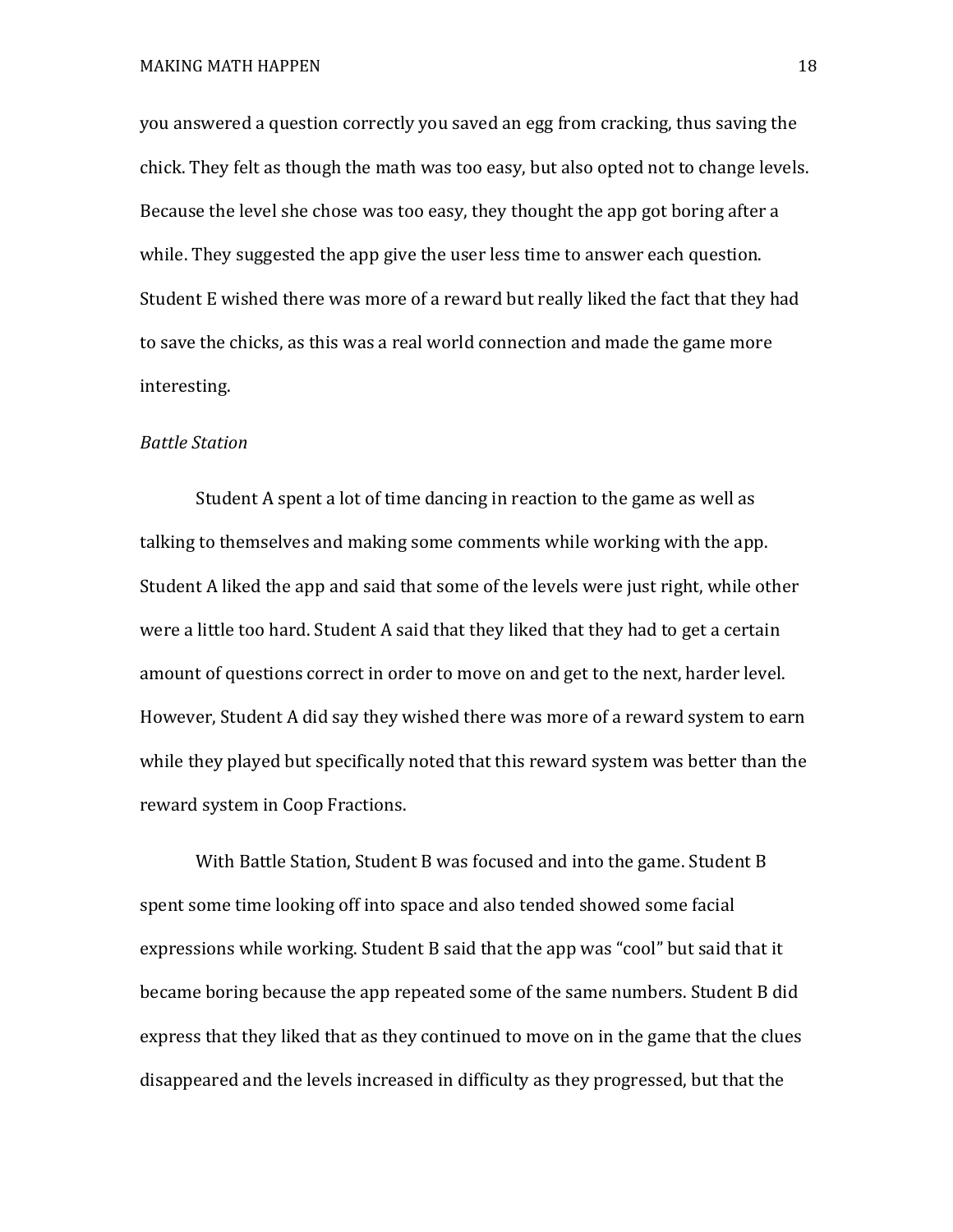you answered a question correctly you saved an egg from cracking, thus saving the chick. They felt as though the math was too easy, but also opted not to change levels. Because the level she chose was too easy, they thought the app got boring after a while. They suggested the app give the user less time to answer each question. Student E wished there was more of a reward but really liked the fact that they had to save the chicks, as this was a real world connection and made the game more interesting.

*Battle Station*

Student A spent a lot of time dancing in reaction to the game as well as talking to themselves and making some comments while working with the app. Student A liked the app and said that some of the levels were just right, while other were a little too hard. Student A said that they liked that they had to get a certain amount of questions correct in order to move on and get to the next, harder level. However, Student A did say they wished there was more of a reward system to earn while they played but specifically noted that this reward system was better than the reward system in Coop Fractions.

With Battle Station, Student B was focused and into the game. Student B spent some time looking off into space and also tended showed some facial expressions while working. Student B said that the app was "cool" but said that it became boring because the app repeated some of the same numbers. Student B did express that they liked that as they continued to move on in the game that the clues disappeared and the levels increased in difficulty as they progressed, but that the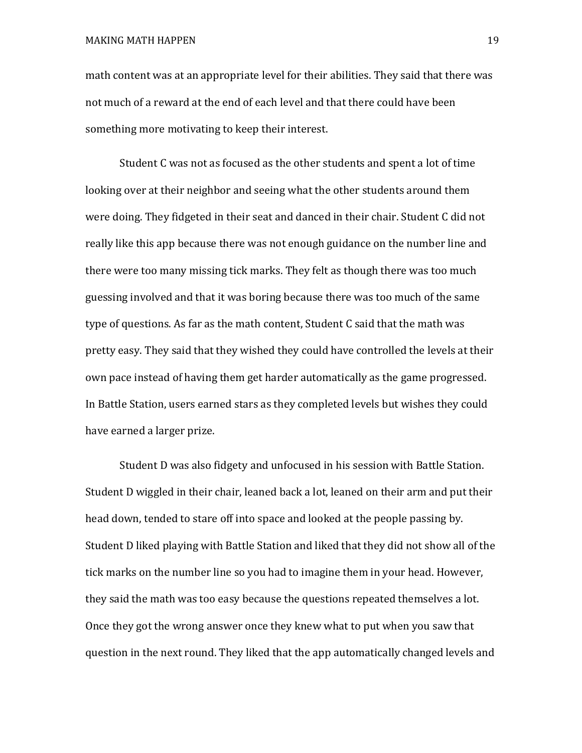math content was at an appropriate level for their abilities. They said that there was not much of a reward at the end of each level and that there could have been something more motivating to keep their interest.

Student C was not as focused as the other students and spent a lot of time looking over at their neighbor and seeing what the other students around them were doing. They fidgeted in their seat and danced in their chair. Student C did not really like this app because there was not enough guidance on the number line and there were too many missing tick marks. They felt as though there was too much guessing involved and that it was boring because there was too much of the same type of questions. As far as the math content, Student C said that the math was pretty easy. They said that they wished they could have controlled the levels at their own pace instead of having them get harder automatically as the game progressed. In Battle Station, users earned stars as they completed levels but wishes they could have earned a larger prize.

Student D was also fidgety and unfocused in his session with Battle Station. Student D wiggled in their chair, leaned back a lot, leaned on their arm and put their head down, tended to stare off into space and looked at the people passing by. Student D liked playing with Battle Station and liked that they did not show all of the tick marks on the number line so you had to imagine them in your head. However, they said the math was too easy because the questions repeated themselves a lot. Once they got the wrong answer once they knew what to put when you saw that question in the next round. They liked that the app automatically changed levels and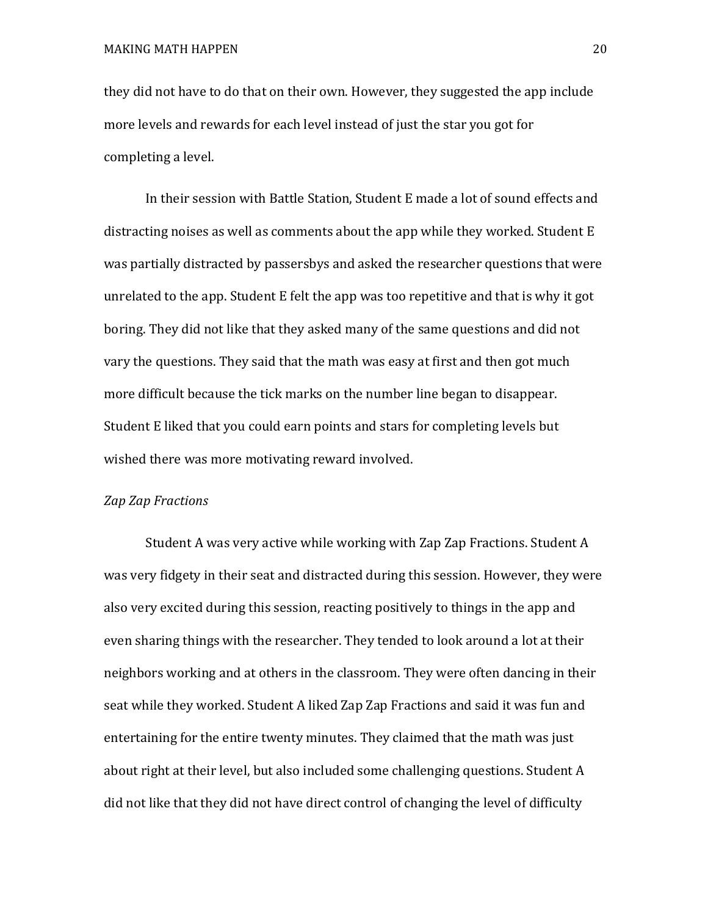they did not have to do that on their own. However, they suggested the app include more levels and rewards for each level instead of just the star you got for completing a level.

In their session with Battle Station, Student E made a lot of sound effects and distracting noises as well as comments about the app while they worked. Student E was partially distracted by passersbys and asked the researcher questions that were unrelated to the app. Student E felt the app was too repetitive and that is why it got boring. They did not like that they asked many of the same questions and did not vary the questions. They said that the math was easy at first and then got much more difficult because the tick marks on the number line began to disappear. Student E liked that you could earn points and stars for completing levels but wished there was more motivating reward involved.

*Zap Zap Fractions*

Student A was very active while working with Zap Zap Fractions. Student A was very fidgety in their seat and distracted during this session. However, they were also very excited during this session, reacting positively to things in the app and even sharing things with the researcher. They tended to look around a lot at their neighbors working and at others in the classroom. They were often dancing in their seat while they worked. Student A liked Zap Zap Fractions and said it was fun and entertaining for the entire twenty minutes. They claimed that the math was just about right at their level, but also included some challenging questions. Student A did not like that they did not have direct control of changing the level of difficulty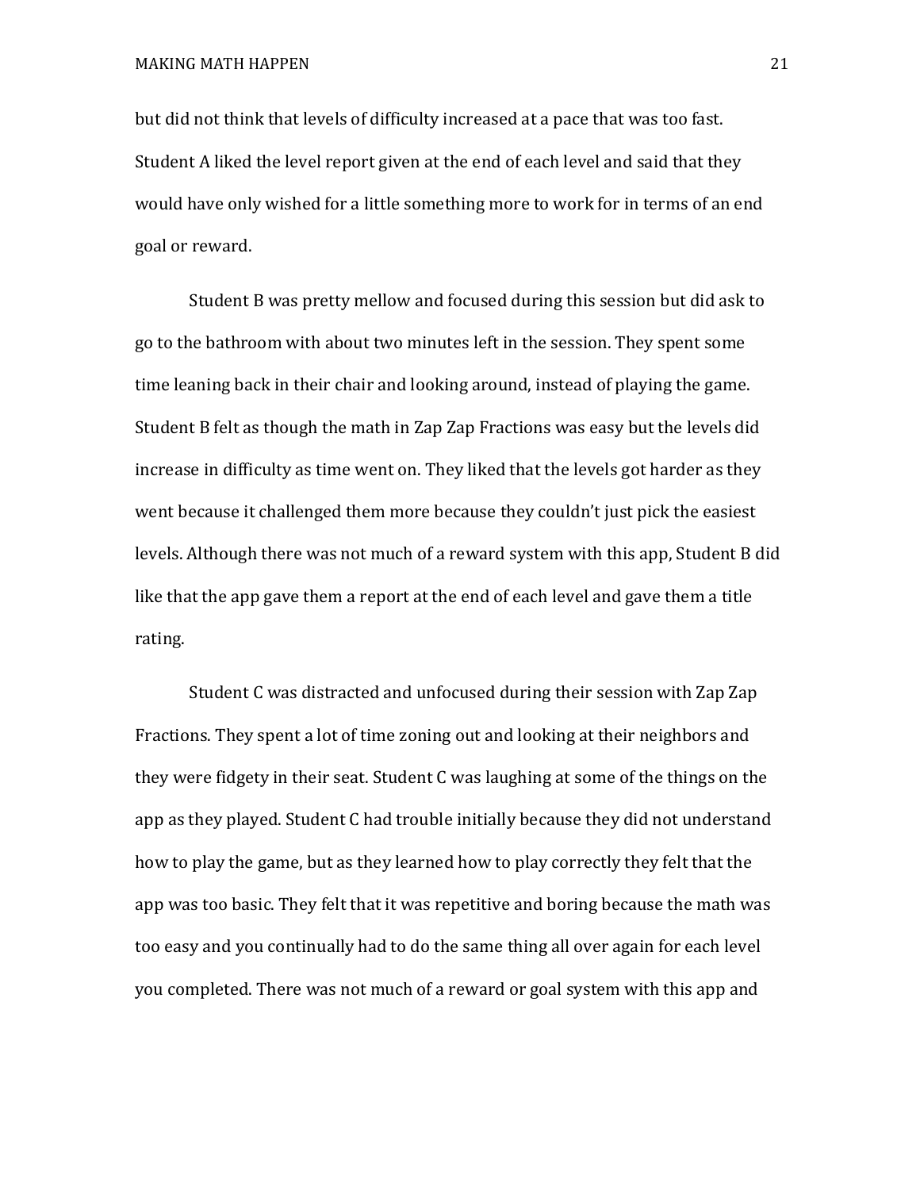but did not think that levels of difficulty increased at a pace that was too fast. Student A liked the level report given at the end of each level and said that they would have only wished for a little something more to work for in terms of an end goal or reward.

Student B was pretty mellow and focused during this session but did ask to go to the bathroom with about two minutes left in the session. They spent some time leaning back in their chair and looking around, instead of playing the game. Student B felt as though the math in Zap Zap Fractions was easy but the levels did increase in difficulty as time went on. They liked that the levels got harder as they went because it challenged them more because they couldn't just pick the easiest levels. Although there was not much of a reward system with this app, Student B did like that the app gave them a report at the end of each level and gave them a title rating.

Student C was distracted and unfocused during their session with Zap Zap Fractions. They spent a lot of time zoning out and looking at their neighbors and they were fidgety in their seat. Student C was laughing at some of the things on the app as they played. Student C had trouble initially because they did not understand how to play the game, but as they learned how to play correctly they felt that the app was too basic. They felt that it was repetitive and boring because the math was too easy and you continually had to do the same thing all over again for each level you completed. There was not much of a reward or goal system with this app and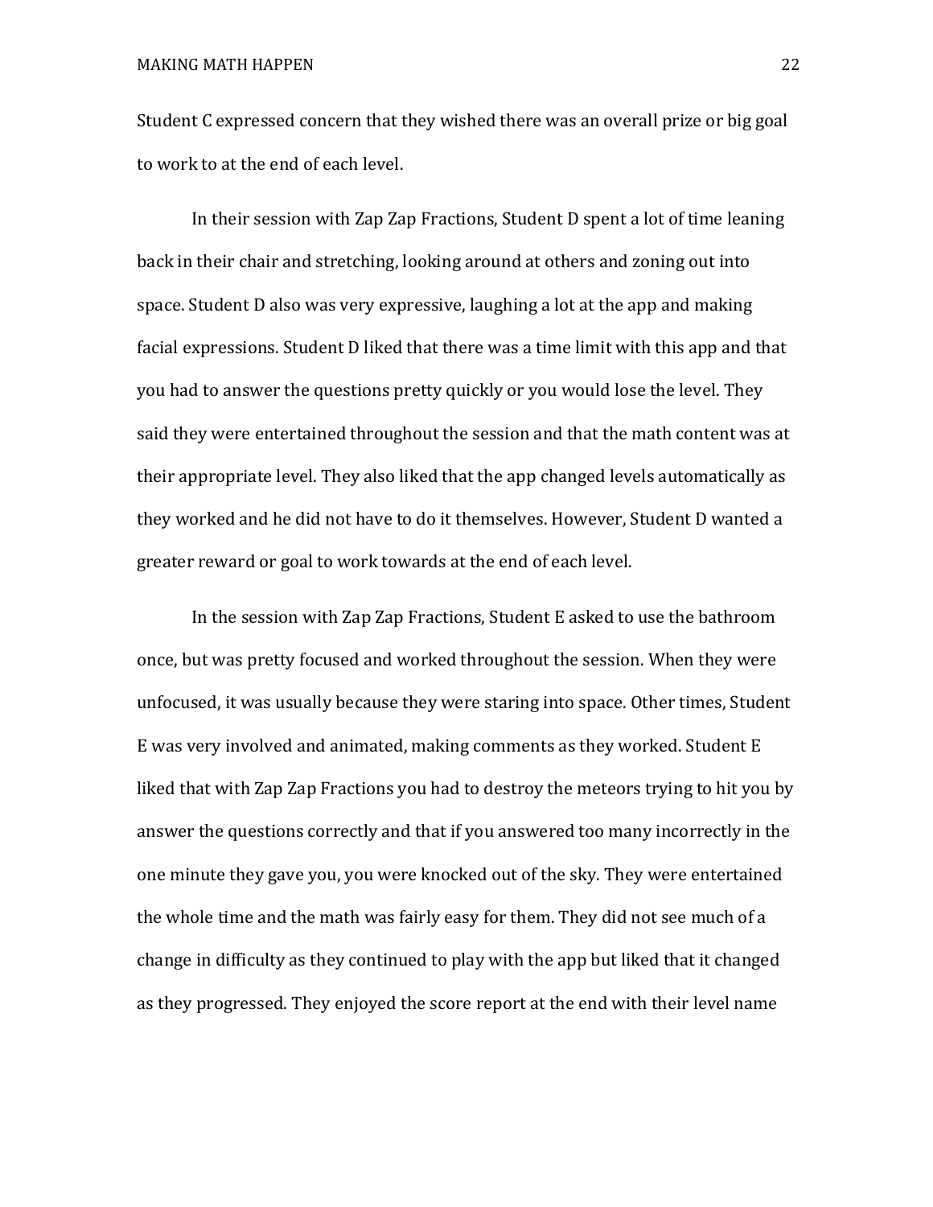Student C expressed concern that they wished there was an overall prize or big goal to work to at the end of each level.

In their session with Zap Zap Fractions, Student D spent a lot of time leaning back in their chair and stretching, looking around at others and zoning out into space. Student D also was very expressive, laughing a lot at the app and making facial expressions. Student D liked that there was a time limit with this app and that you had to answer the questions pretty quickly or you would lose the level. They said they were entertained throughout the session and that the math content was at their appropriate level. They also liked that the app changed levels automatically as they worked and he did not have to do it themselves. However, Student D wanted a greater reward or goal to work towards at the end of each level.

In the session with Zap Zap Fractions, Student E asked to use the bathroom once, but was pretty focused and worked throughout the session. When they were unfocused, it was usually because they were staring into space. Other times, Student E was very involved and animated, making comments as they worked. Student E liked that with Zap Zap Fractions you had to destroy the meteors trying to hit you by answer the questions correctly and that if you answered too many incorrectly in the one minute they gave you, you were knocked out of the sky. They were entertained the whole time and the math was fairly easy for them. They did not see much of a change in difficulty as they continued to play with the app but liked that it changed as they progressed. They enjoyed the score report at the end with their level name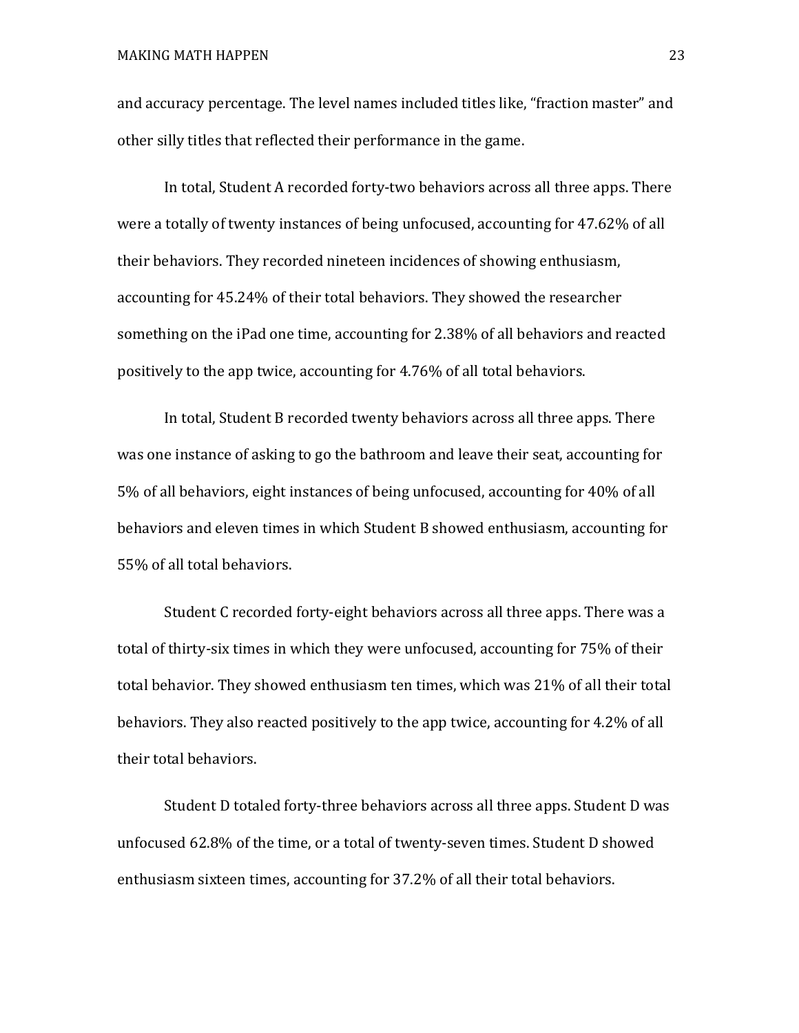and accuracy percentage. The level names included titles like, "fraction master" and other silly titles that reflected their performance in the game.

In total, Student A recorded forty-two behaviors across all three apps. There were a totally of twenty instances of being unfocused, accounting for 47.62% of all their behaviors. They recorded nineteen incidences of showing enthusiasm, accounting for 45.24% of their total behaviors. They showed the researcher something on the iPad one time, accounting for 2.38% of all behaviors and reacted positively to the app twice, accounting for 4.76% of all total behaviors.

In total, Student B recorded twenty behaviors across all three apps. There was one instance of asking to go the bathroom and leave their seat, accounting for 5% of all behaviors, eight instances of being unfocused, accounting for 40% of all behaviors and eleven times in which Student B showed enthusiasm, accounting for 55% of all total behaviors.

Student C recorded forty-eight behaviors across all three apps. There was a total of thirty-six times in which they were unfocused, accounting for 75% of their total behavior. They showed enthusiasm ten times, which was 21% of all their total behaviors. They also reacted positively to the app twice, accounting for 4.2% of all their total behaviors.

Student D totaled forty-three behaviors across all three apps. Student D was unfocused 62.8% of the time, or a total of twenty-seven times. Student D showed enthusiasm sixteen times, accounting for 37.2% of all their total behaviors.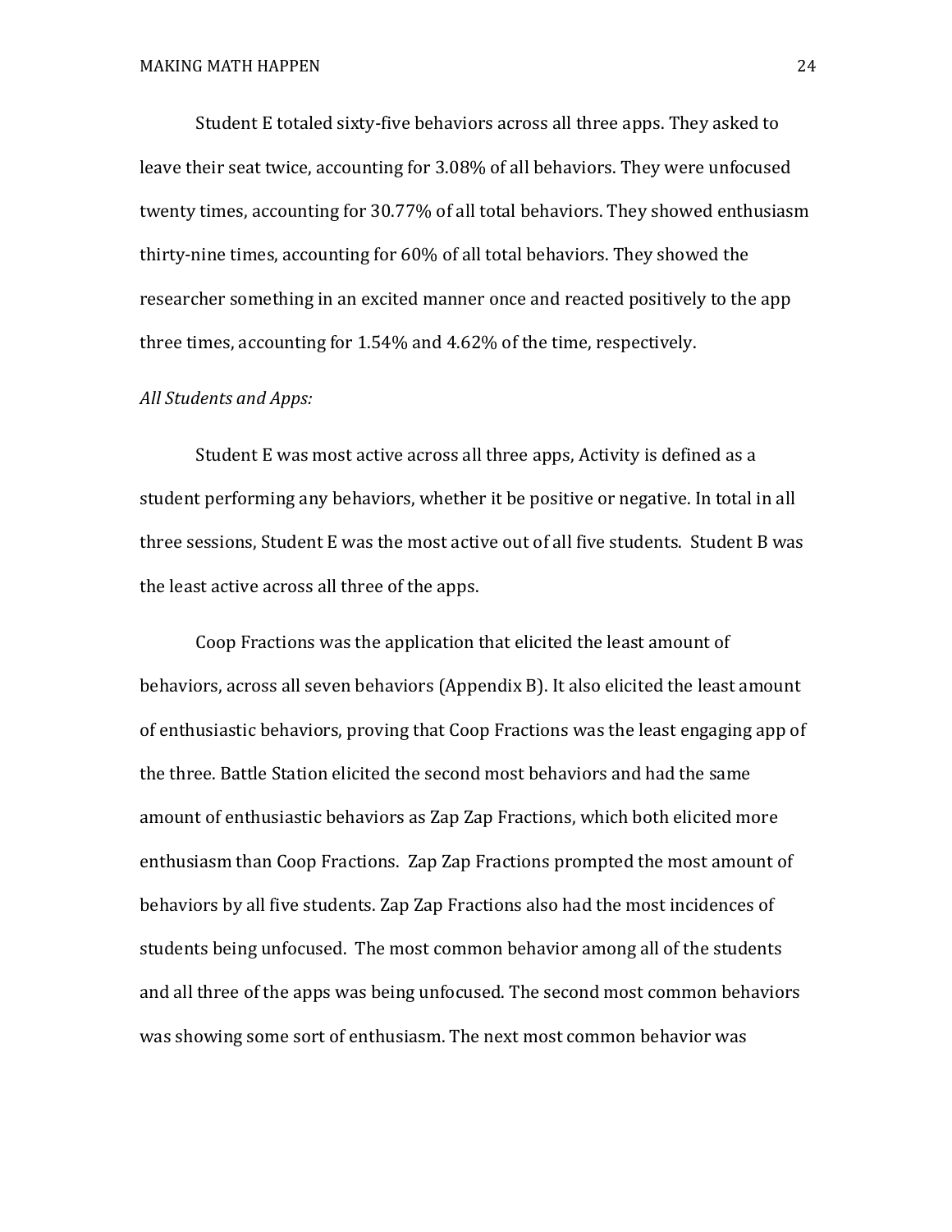Student E totaled sixty-five behaviors across all three apps. They asked to leave their seat twice, accounting for 3.08% of all behaviors. They were unfocused twenty times, accounting for 30.77% of all total behaviors. They showed enthusiasm thirty-nine times, accounting for 60% of all total behaviors. They showed the researcher something in an excited manner once and reacted positively to the app three times, accounting for 1.54% and 4.62% of the time, respectively.

*All Students and Apps:*

Student E was most active across all three apps, Activity is defined as a student performing any behaviors, whether it be positive or negative. In total in all three sessions, Student E was the most active out of all five students. Student B was the least active across all three of the apps.

Coop Fractions was the application that elicited the least amount of behaviors, across all seven behaviors (Appendix B). It also elicited the least amount of enthusiastic behaviors, proving that Coop Fractions was the least engaging app of the three. Battle Station elicited the second most behaviors and had the same amount of enthusiastic behaviors as Zap Zap Fractions, which both elicited more enthusiasm than Coop Fractions. Zap Zap Fractions prompted the most amount of behaviors by all five students. Zap Zap Fractions also had the most incidences of students being unfocused. The most common behavior among all of the students and all three of the apps was being unfocused. The second most common behaviors was showing some sort of enthusiasm. The next most common behavior was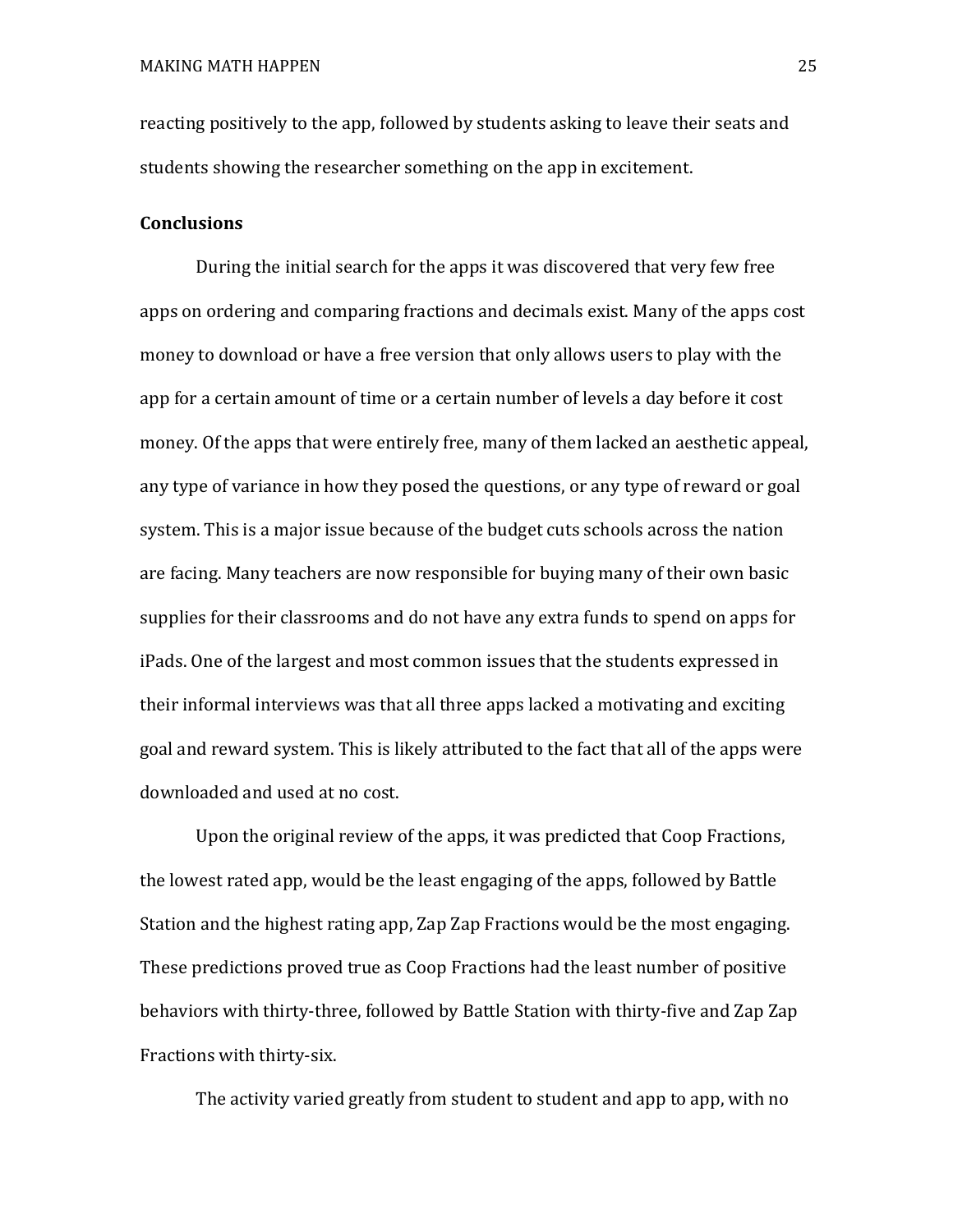reacting positively to the app, followed by students asking to leave their seats and students showing the researcher something on the app in excitement.

**Conclusions**

During the initial search for the apps it was discovered that very few free apps on ordering and comparing fractions and decimals exist. Many of the apps cost money to download or have a free version that only allows users to play with the app for a certain amount of time or a certain number of levels a day before it cost money. Of the apps that were entirely free, many of them lacked an aesthetic appeal, any type of variance in how they posed the questions, or any type of reward or goal system. This is a major issue because of the budget cuts schools across the nation are facing. Many teachers are now responsible for buying many of their own basic supplies for their classrooms and do not have any extra funds to spend on apps for iPads. One of the largest and most common issues that the students expressed in their informal interviews was that all three apps lacked a motivating and exciting goal and reward system. This is likely attributed to the fact that all of the apps were downloaded and used at no cost.

Upon the original review of the apps, it was predicted that Coop Fractions, the lowest rated app, would be the least engaging of the apps, followed by Battle Station and the highest rating app, Zap Zap Fractions would be the most engaging. These predictions proved true as Coop Fractions had the least number of positive behaviors with thirty-three, followed by Battle Station with thirty-five and Zap Zap Fractions with thirty-six.

The activity varied greatly from student to student and app to app, with no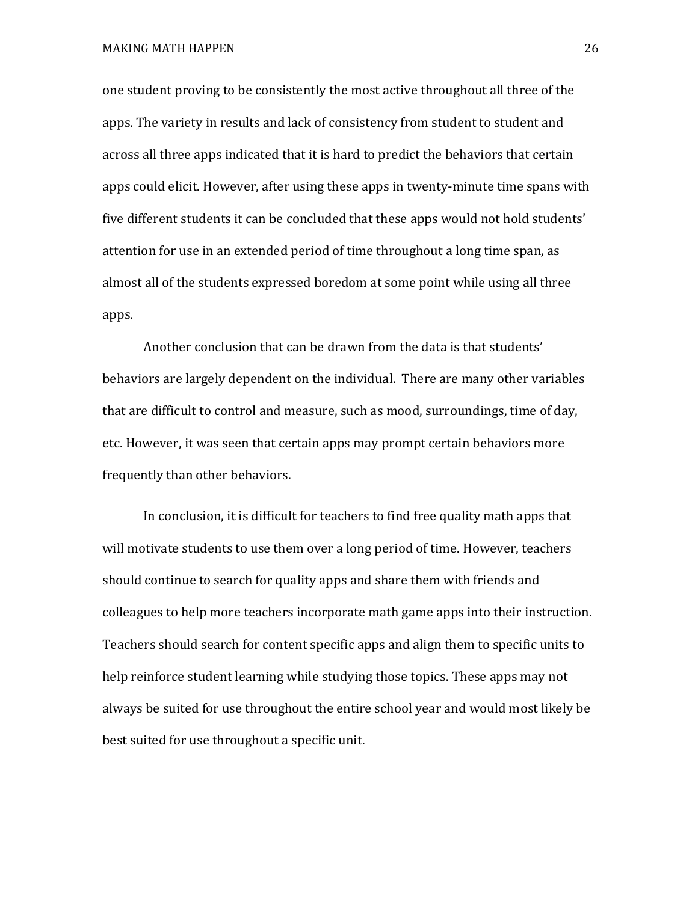one student proving to be consistently the most active throughout all three of the apps. The variety in results and lack of consistency from student to student and across all three apps indicated that it is hard to predict the behaviors that certain apps could elicit. However, after using these apps in twenty-minute time spans with five different students it can be concluded that these apps would not hold students' attention for use in an extended period of time throughout a long time span, as almost all of the students expressed boredom at some point while using all three apps.

Another conclusion that can be drawn from the data is that students' behaviors are largely dependent on the individual. There are many other variables that are difficult to control and measure, such as mood, surroundings, time of day, etc. However, it was seen that certain apps may prompt certain behaviors more frequently than other behaviors.

In conclusion, it is difficult for teachers to find free quality math apps that will motivate students to use them over a long period of time. However, teachers should continue to search for quality apps and share them with friends and colleagues to help more teachers incorporate math game apps into their instruction. Teachers should search for content specific apps and align them to specific units to help reinforce student learning while studying those topics. These apps may not always be suited for use throughout the entire school year and would most likely be best suited for use throughout a specific unit.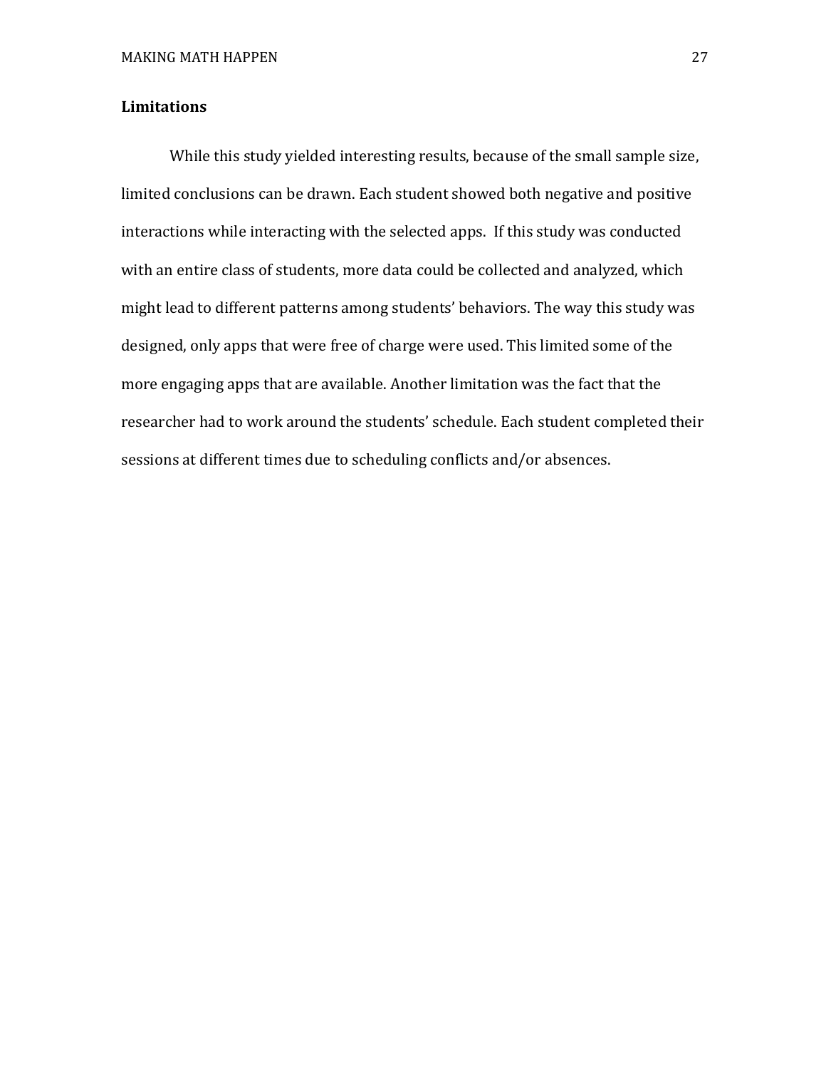## Limitations

While this study yielded interesting results, because of the small sample size, limited conclusions can be drawn. Each student showed both negative and positive interactions while interacting with the selected apps. If this study was conducted with an entire class of students, more data could be collected and analyzed, which might lead to different patterns among students' behaviors. The way this study was designed, only apps that were free of charge were used. This limited some of the more engaging apps that are available. Another limitation was the fact that the researcher had to work around the students' schedule. Each student completed their sessions at different times due to scheduling conflicts and/or absences.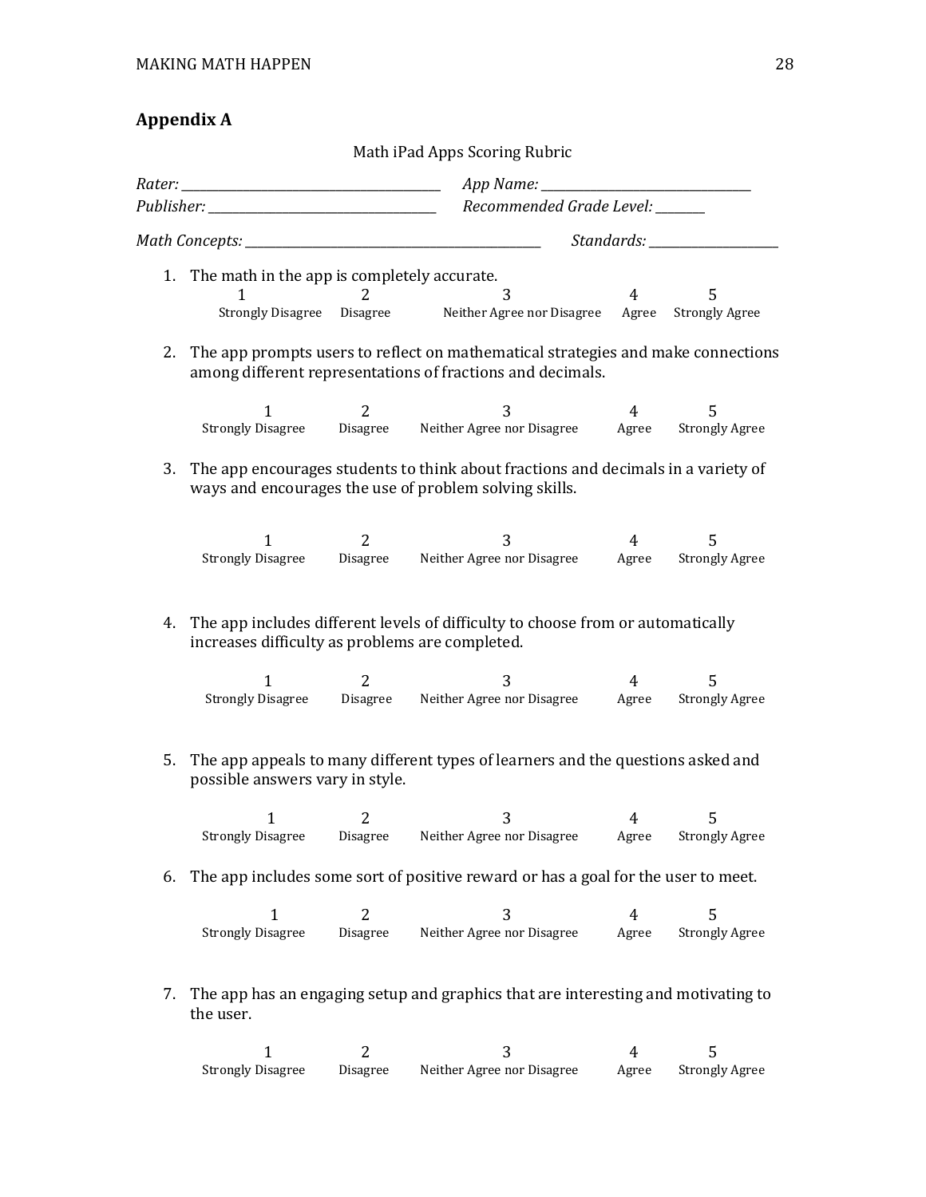## Appendix A

Math iPad Apps Scoring Rubric

*Rater:* ______________________________ *App Name:* ______________________________

*Publisher:* ______________________________ *Recommended Grade Level:* ________

*Math Concepts:* ______________________________ *Standards:* ____________________

1. The math in the app is completely accurate.

| 1 | 2 | 3 | 4 | 5 |
|---|---|---|---|---|
| Strongly Disagree | Disagree | Neither Agree nor Disagree | Agree | Strongly Agree |

2. The app prompts users to reflect on mathematical strategies and make connections among different representations of fractions and decimals.

| 1 | 2 | 3 | 4 | 5 |
|---|---|---|---|---|
| Strongly Disagree | Disagree | Neither Agree nor Disagree | Agree | Strongly Agree |

3. The app encourages students to think about fractions and decimals in a variety of ways and encourages the use of problem solving skills.

| 1 | 2 | 3 | 4 | 5 |
|---|---|---|---|---|
| Strongly Disagree | Disagree | Neither Agree nor Disagree | Agree | Strongly Agree |

4. The app includes different levels of difficulty to choose from or automatically increases difficulty as problems are completed.

| 1 | 2 | 3 | 4 | 5 |
|---|---|---|---|---|
| Strongly Disagree | Disagree | Neither Agree nor Disagree | Agree | Strongly Agree |

5. The app appeals to many different types of learners and the questions asked and possible answers vary in style.

| 1 | 2 | 3 | 4 | 5 |
|---|---|---|---|---|
| Strongly Disagree | Disagree | Neither Agree nor Disagree | Agree | Strongly Agree |

6. The app includes some sort of positive reward or has a goal for the user to meet.

| 1 | 2 | 3 | 4 | 5 |
|---|---|---|---|---|
| Strongly Disagree | Disagree | Neither Agree nor Disagree | Agree | Strongly Agree |

7. The app has an engaging setup and graphics that are interesting and motivating to the user.

| 1 | 2 | 3 | 4 | 5 |
|---|---|---|---|---|
| Strongly Disagree | Disagree | Neither Agree nor Disagree | Agree | Strongly Agree |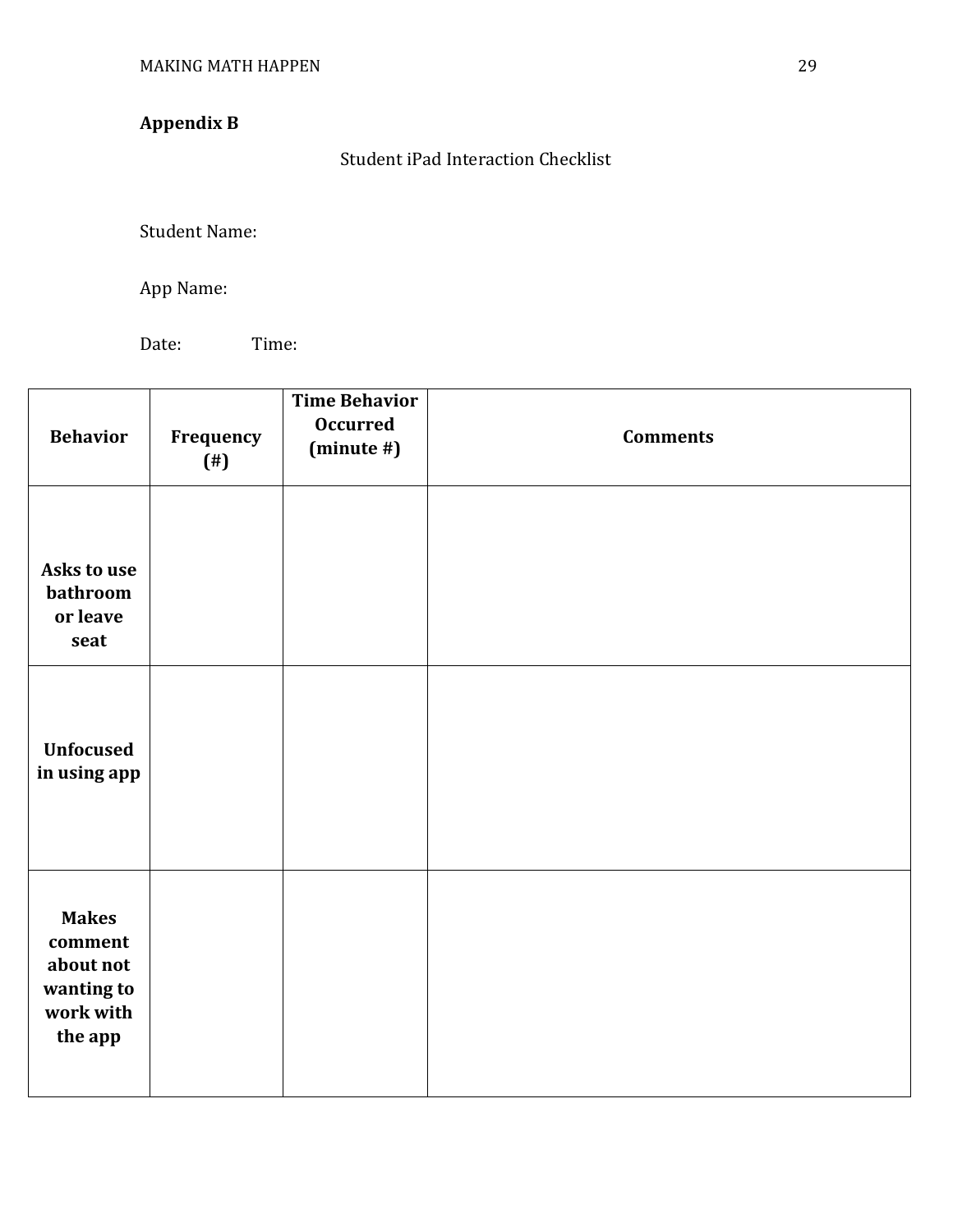## Appendix B

Student iPad Interaction Checklist

Student Name:

App Name:

Date: Time:

| Behavior | Frequency (#) | Time Behavior Occurred (minute #) | Comments |
|---|---|---|---|
| Asks to use bathroom or leave seat | | | |
| Unfocused in using app | | | |
| Makes comment about not wanting to work with the app | | | |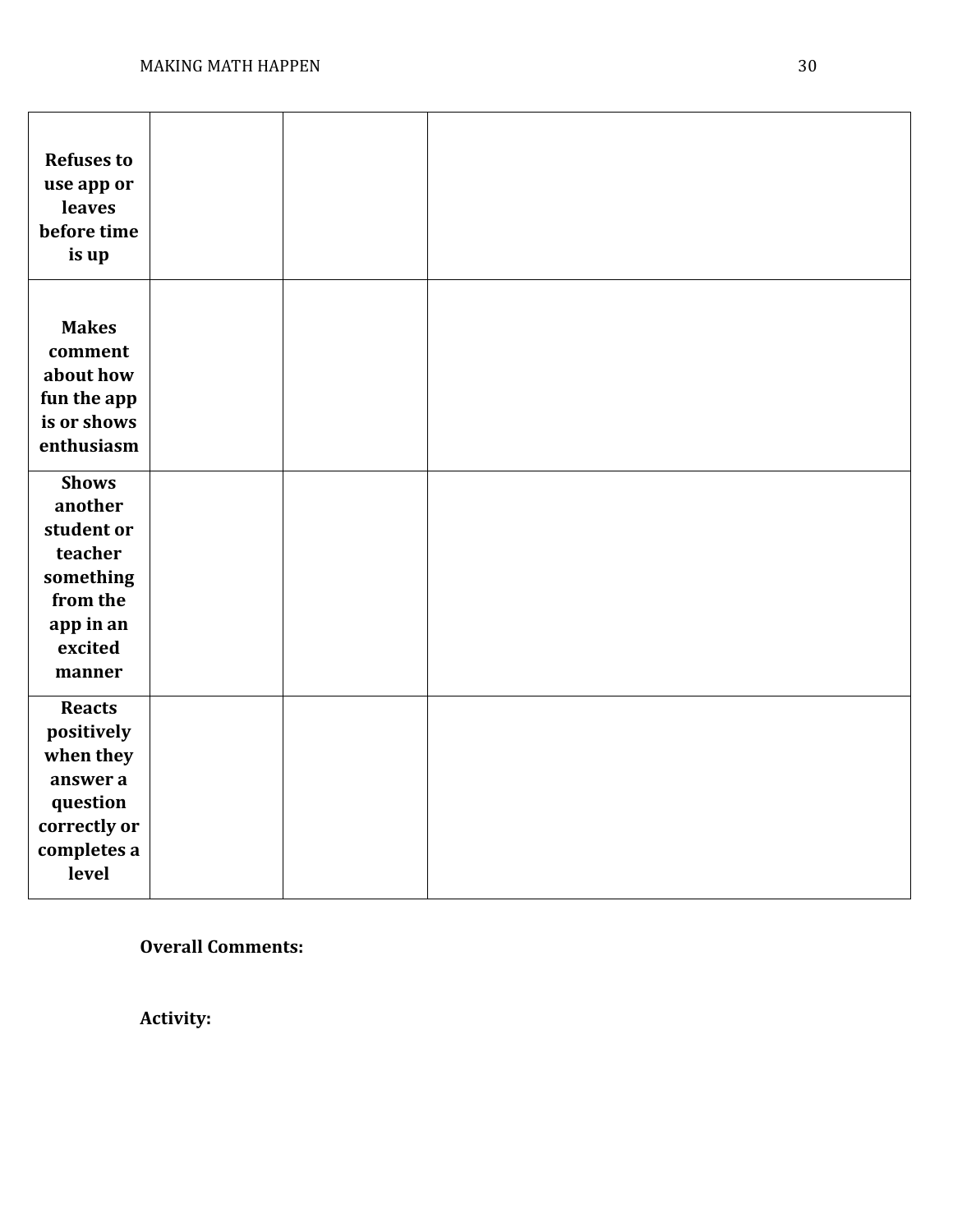| | | | |
|---|---|---|---|
| **Refuses to use app or leaves before time is up** | | | |
| **Makes comment about how fun the app is or shows enthusiasm** | | | |
| **Shows another student or teacher something from the app in an excited manner** | | | |
| **Reacts positively when they answer a question correctly or completes a level** | | | |

**Overall Comments:**

**Activity:**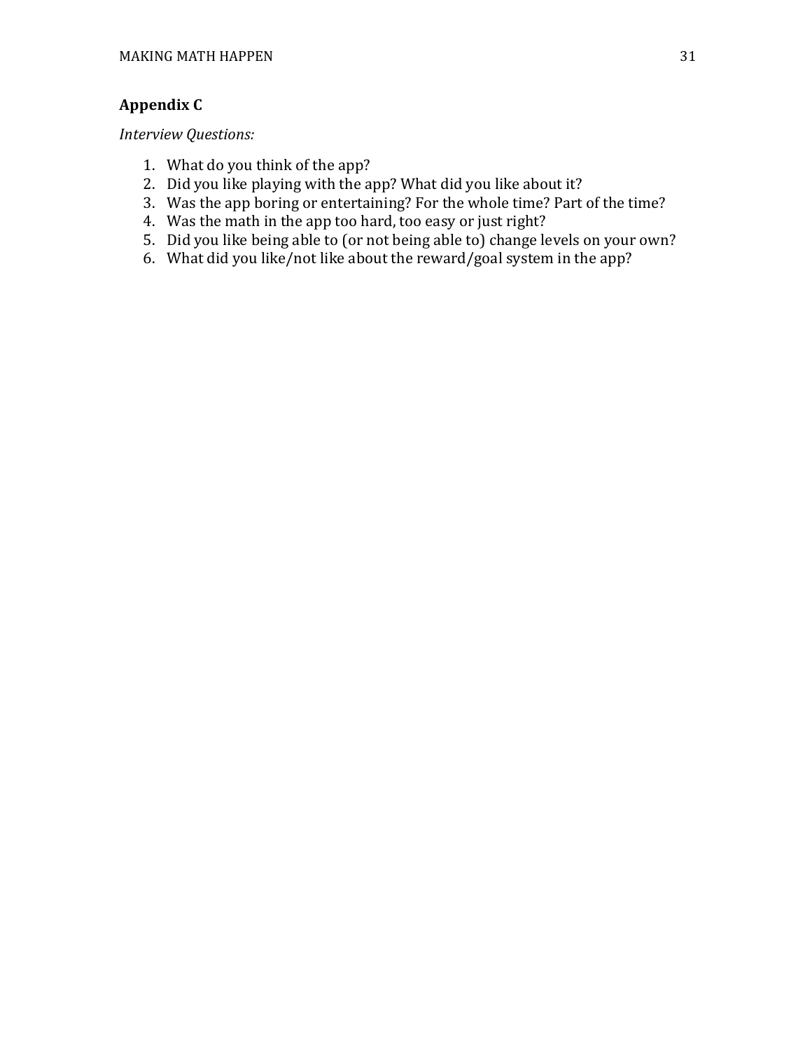## Appendix C

*Interview Questions:*

1. What do you think of the app?
2. Did you like playing with the app? What did you like about it?
3. Was the app boring or entertaining? For the whole time? Part of the time?
4. Was the math in the app too hard, too easy or just right?
5. Did you like being able to (or not being able to) change levels on your own?
6. What did you like/not like about the reward/goal system in the app?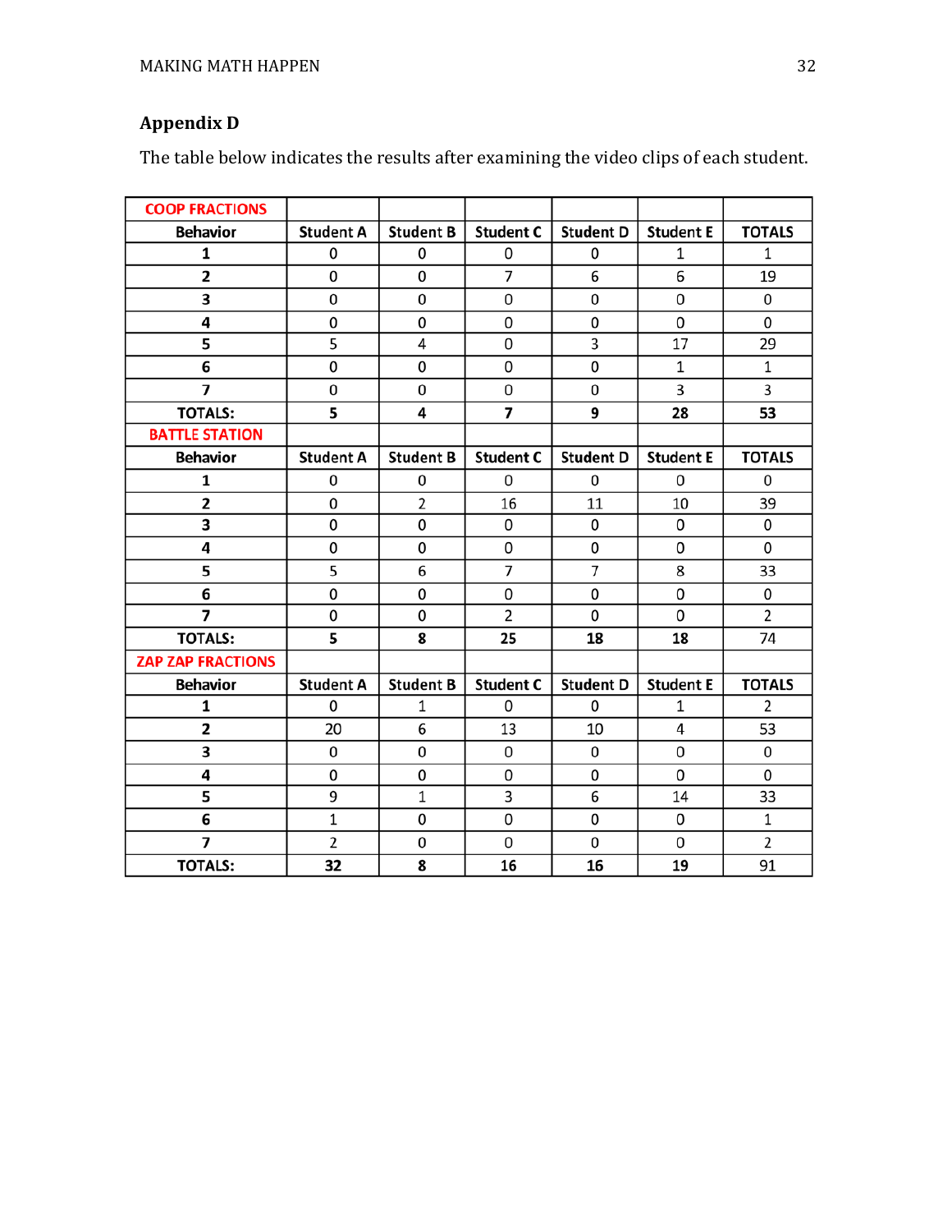## Appendix D

The table below indicates the results after examining the video clips of each student.

| COOP FRACTIONS | | | | | | |
|---|---|---|---|---|---|---|
| **Behavior** | **Student A** | **Student B** | **Student C** | **Student D** | **Student E** | **TOTALS** |
| **1** | 0 | 0 | 0 | 0 | 1 | 1 |
| **2** | 0 | 0 | 7 | 6 | 6 | 19 |
| **3** | 0 | 0 | 0 | 0 | 0 | 0 |
| **4** | 0 | 0 | 0 | 0 | 0 | 0 |
| **5** | 5 | 4 | 0 | 3 | 17 | 29 |
| **6** | 0 | 0 | 0 | 0 | 1 | 1 |
| **7** | 0 | 0 | 0 | 0 | 3 | 3 |
| **TOTALS:** | **5** | **4** | **7** | **9** | **28** | **53** |
| **BATTLE STATION** | | | | | | |
| **Behavior** | **Student A** | **Student B** | **Student C** | **Student D** | **Student E** | **TOTALS** |
| **1** | 0 | 0 | 0 | 0 | 0 | 0 |
| **2** | 0 | 2 | 16 | 11 | 10 | 39 |
| **3** | 0 | 0 | 0 | 0 | 0 | 0 |
| **4** | 0 | 0 | 0 | 0 | 0 | 0 |
| **5** | 5 | 6 | 7 | 7 | 8 | 33 |
| **6** | 0 | 0 | 0 | 0 | 0 | 0 |
| **7** | 0 | 0 | 2 | 0 | 0 | 2 |
| **TOTALS:** | **5** | **8** | **25** | **18** | **18** | 74 |
| **ZAP ZAP FRACTIONS** | | | | | | |
| **Behavior** | **Student A** | **Student B** | **Student C** | **Student D** | **Student E** | **TOTALS** |
| **1** | 0 | 1 | 0 | 0 | 1 | 2 |
| **2** | 20 | 6 | 13 | 10 | 4 | 53 |
| **3** | 0 | 0 | 0 | 0 | 0 | 0 |
| **4** | 0 | 0 | 0 | 0 | 0 | 0 |
| **5** | 9 | 1 | 3 | 6 | 14 | 33 |
| **6** | 1 | 0 | 0 | 0 | 0 | 1 |
| **7** | 2 | 0 | 0 | 0 | 0 | 2 |
| **TOTALS:** | **32** | **8** | **16** | **16** | **19** | 91 |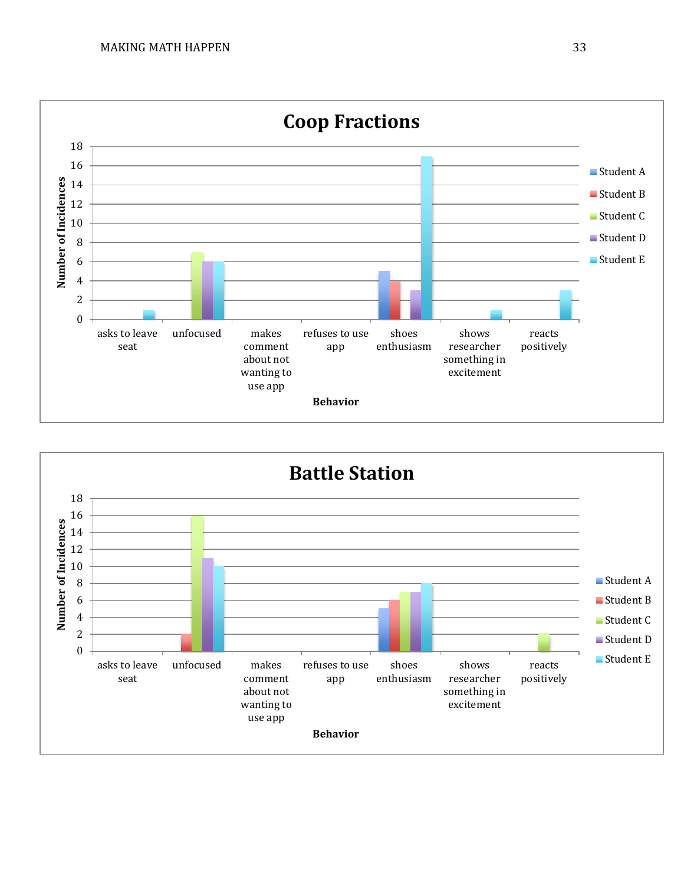## Coop Fractions

| Behavior | Student A | Student B | Student C | Student D | Student E |
|---|---|---|---|---|---|
| asks to leave seat | 0 | 0 | 0 | 0 | 1 |
| unfocused | 0 | 0 | 7 | 6 | 6 |
| makes comment about not wanting to use app | 0 | 0 | 0 | 0 | 0 |
| refuses to use app | 0 | 0 | 0 | 0 | 0 |
| shoes enthusiasm | 5 | 4 | 0 | 3 | 17 |
| shows researcher something in excitement | 0 | 0 | 0 | 0 | 1 |
| reacts positively | 0 | 0 | 0 | 0 | 3 |

Y-axis: Number of Incidences; X-axis: Behavior

## Battle Station

| Behavior | Student A | Student B | Student C | Student D | Student E |
|---|---|---|---|---|---|
| asks to leave seat | 0 | 0 | 0 | 0 | 0 |
| unfocused | 0 | 2 | 16 | 11 | 10 |
| makes comment about not wanting to use app | 0 | 0 | 0 | 0 | 0 |
| refuses to use app | 0 | 0 | 0 | 0 | 0 |
| shoes enthusiasm | 5 | 6 | 7 | 7 | 8 |
| shows researcher something in excitement | 0 | 0 | 0 | 0 | 0 |
| reacts positively | 0 | 0 | 2 | 0 | 0 |

Y-axis: Number of Incidences; X-axis: Behavior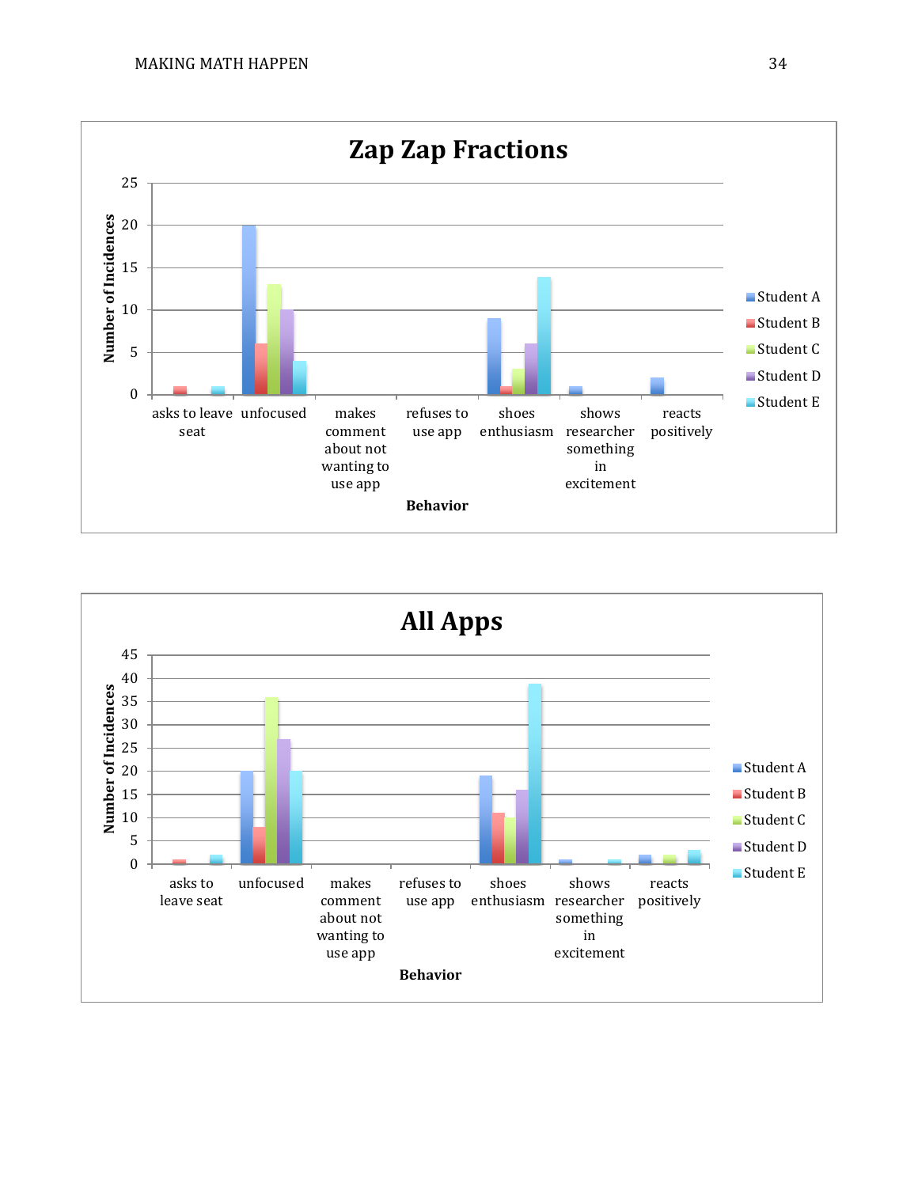## Zap Zap Fractions

| Behavior | Student A | Student B | Student C | Student D | Student E |
|---|---|---|---|---|---|
| asks to leave seat | 0 | 1 | 0 | 0 | 1 |
| unfocused | 20 | 6 | 13 | 10 | 4 |
| makes comment about not wanting to use app | 0 | 0 | 0 | 0 | 0 |
| refuses to use app | 0 | 0 | 0 | 0 | 0 |
| shoes enthusiasm | 9 | 1 | 3 | 6 | 14 |
| shows researcher something in excitement | 1 | 0 | 0 | 0 | 0 |
| reacts positively | 2 | 0 | 0 | 0 | 0 |

Y-axis: Number of Incidences; X-axis: Behavior

## All Apps

| Behavior | Student A | Student B | Student C | Student D | Student E |
|---|---|---|---|---|---|
| asks to leave seat | 0 | 1 | 0 | 0 | 2 |
| unfocused | 20 | 8 | 36 | 27 | 20 |
| makes comment about not wanting to use app | 0 | 0 | 0 | 0 | 0 |
| refuses to use app | 0 | 0 | 0 | 0 | 0 |
| shoes enthusiasm | 19 | 11 | 10 | 16 | 39 |
| shows researcher something in excitement | 1 | 0 | 0 | 0 | 1 |
| reacts positively | 2 | 0 | 2 | 0 | 3 |

Y-axis: Number of Incidences; X-axis: Behavior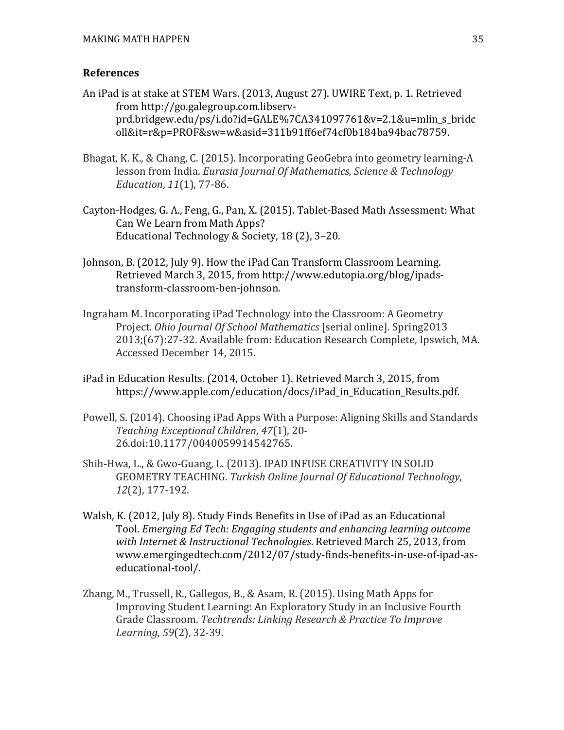## References

An iPad is at stake at STEM Wars. (2013, August 27). UWIRE Text, p. 1. Retrieved from http://go.galegroup.com.libserv-prd.bridgew.edu/ps/i.do?id=GALE%7CA341097761&v=2.1&u=mlin_s_bridcoll&it=r&p=PROF&sw=w&asid=311b91ff6ef74cf0b184ba94bac78759.

Bhagat, K. K., & Chang, C. (2015). Incorporating GeoGebra into geometry learning-A lesson from India. *Eurasia Journal Of Mathematics, Science & Technology Education*, *11*(1), 77-86.

Cayton-Hodges, G. A., Feng, G., Pan, X. (2015). Tablet-Based Math Assessment: What Can We Learn from Math Apps? Educational Technology & Society, 18 (2), 3–20.

Johnson, B. (2012, July 9). How the iPad Can Transform Classroom Learning. Retrieved March 3, 2015, from http://www.edutopia.org/blog/ipads-transform-classroom-ben-johnson.

Ingraham M. Incorporating iPad Technology into the Classroom: A Geometry Project. *Ohio Journal Of School Mathematics* [serial online]. Spring2013 2013;(67):27-32. Available from: Education Research Complete, Ipswich, MA. Accessed December 14, 2015.

iPad in Education Results. (2014, October 1). Retrieved March 3, 2015, from https://www.apple.com/education/docs/iPad_in_Education_Results.pdf.

Powell, S. (2014). Choosing iPad Apps With a Purpose: Aligning Skills and Standards *Teaching Exceptional Children*, *47*(1), 20-26.doi:10.1177/0040059914542765.

Shih-Hwa, L., & Gwo-Guang, L. (2013). IPAD INFUSE CREATIVITY IN SOLID GEOMETRY TEACHING. *Turkish Online Journal Of Educational Technology*, *12*(2), 177-192.

Walsh, K. (2012, July 8). Study Finds Benefits in Use of iPad as an Educational Tool. *Emerging Ed Tech: Engaging students and enhancing learning outcome with Internet & Instructional Technologies*. Retrieved March 25, 2013, from www.emergingedtech.com/2012/07/study-finds-benefits-in-use-of-ipad-as-educational-tool/.

Zhang, M., Trussell, R., Gallegos, B., & Asam, R. (2015). Using Math Apps for Improving Student Learning: An Exploratory Study in an Inclusive Fourth Grade Classroom. *Techtrends: Linking Research & Practice To Improve Learning*, *59*(2), 32-39.